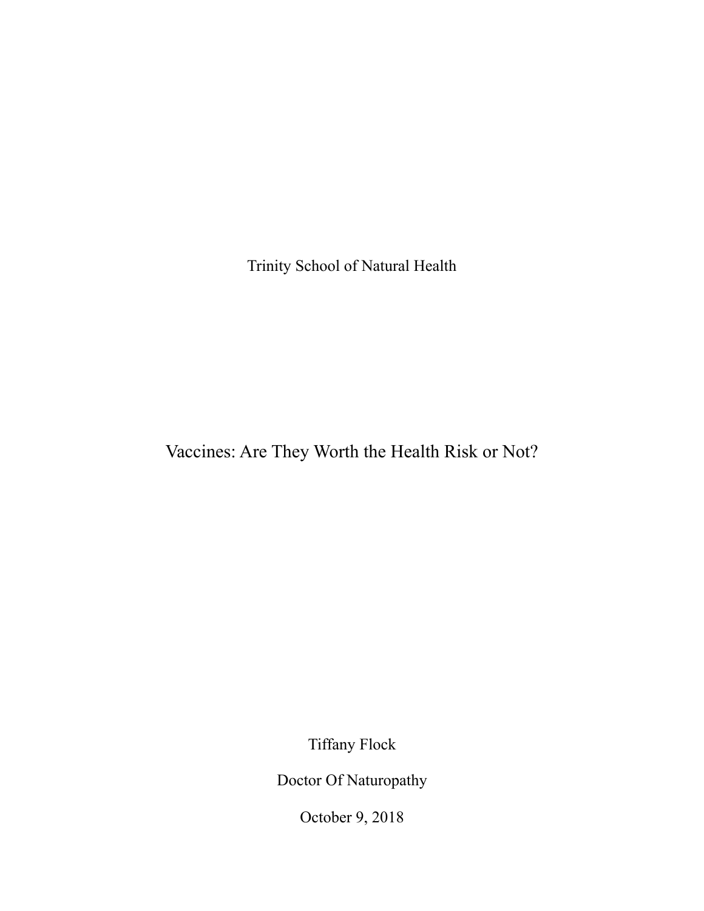Trinity School of Natural Health

# Vaccines: Are They Worth the Health Risk or Not?

Tiffany Flock

Doctor Of Naturopathy

October 9, 2018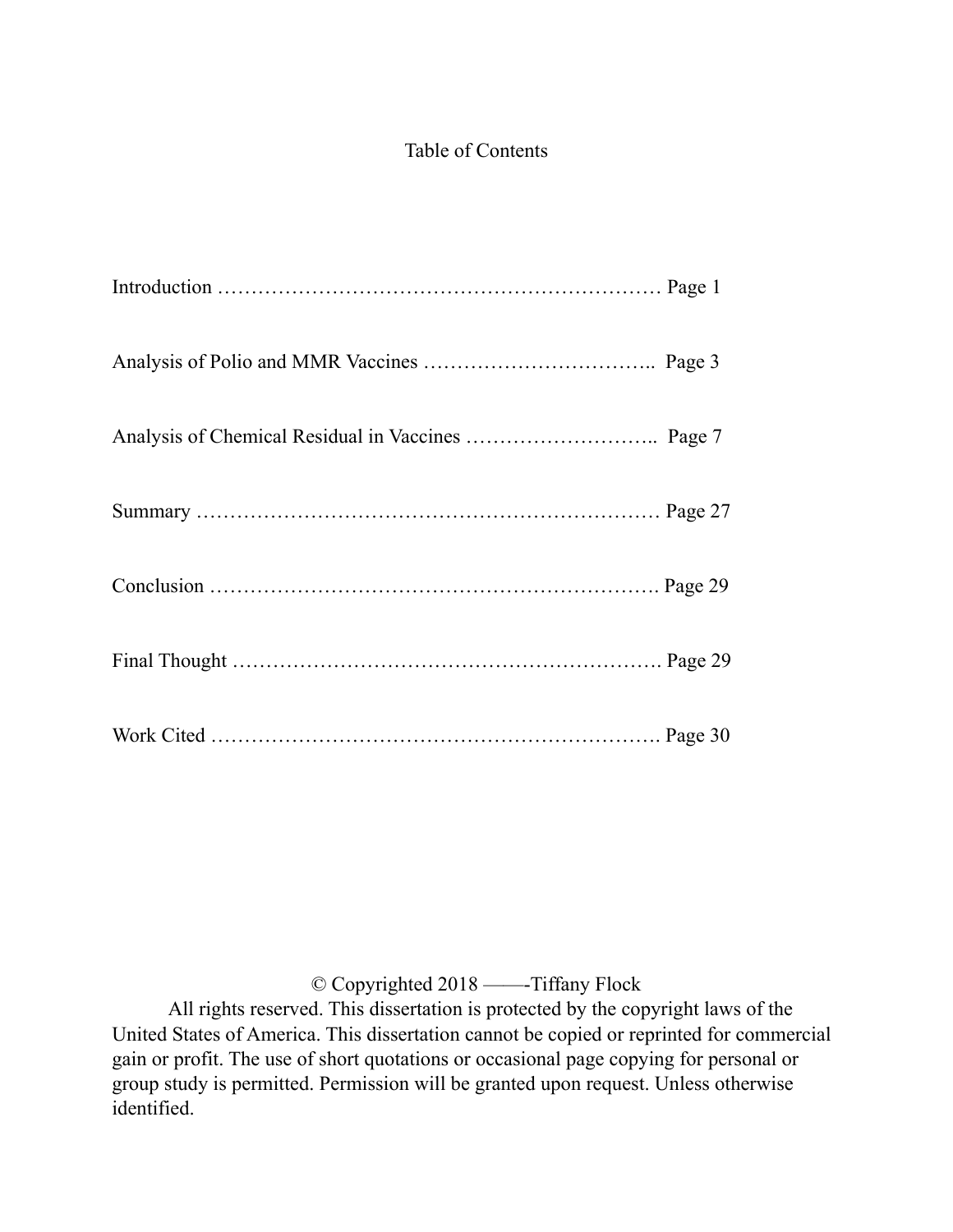# Table of Contents

Introduction ………………………………………………………… Page 1

Analysis of Polio and MMR Vaccines …………………………….. Page 3

Analysis of Chemical Residual in Vaccines ……………………….. Page 7

Summary …………………………………………………………… Page 27

Conclusion …………………………………………………………. Page 29

Final Thought ………………………………………………………. Page 29

Work Cited …………………………………………………………. Page 30

© Copyrighted 2018 ——-Tiffany Flock

All rights reserved. This dissertation is protected by the copyright laws of the United States of America. This dissertation cannot be copied or reprinted for commercial gain or profit. The use of short quotations or occasional page copying for personal or group study is permitted. Permission will be granted upon request. Unless otherwise identified.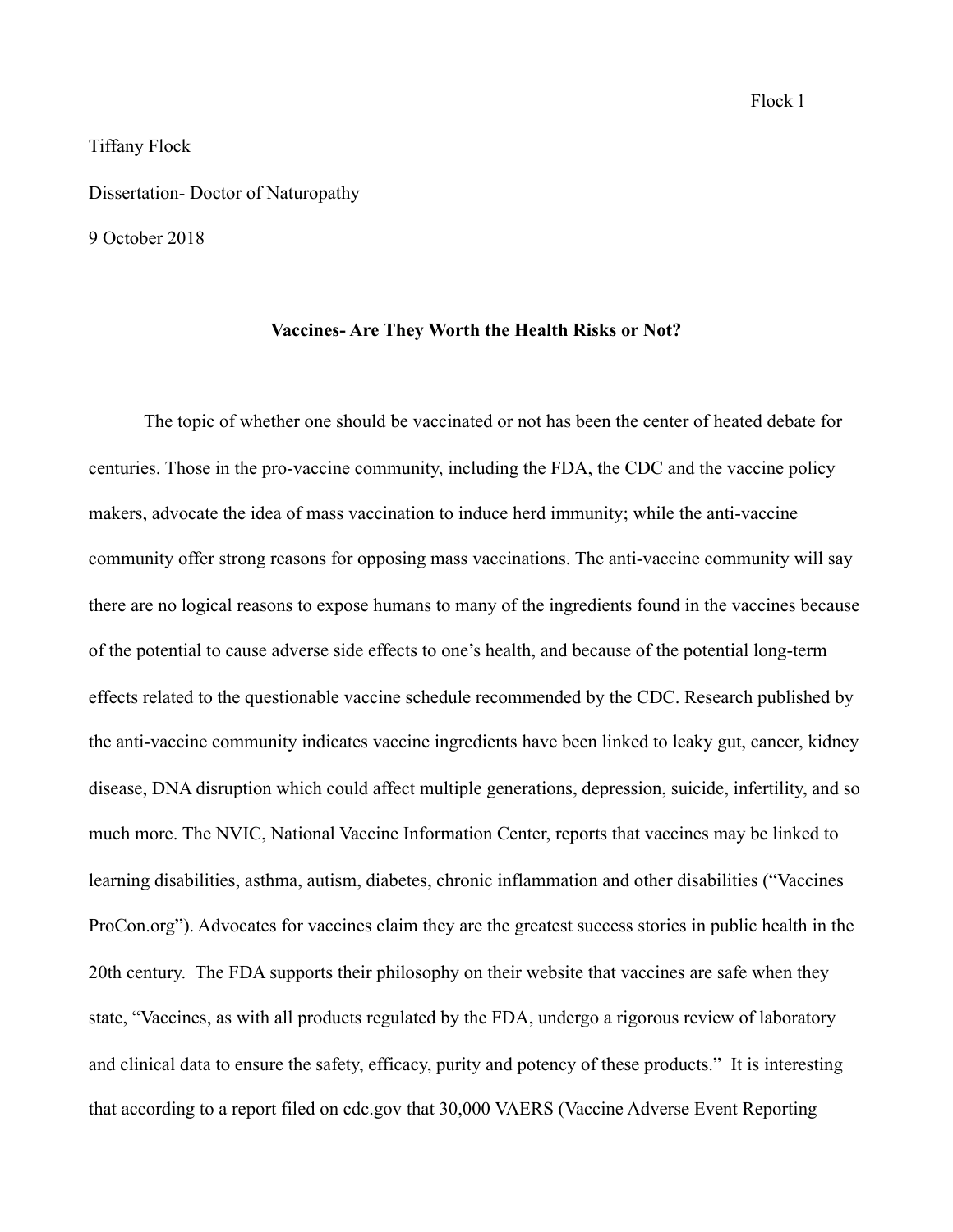Tiffany Flock

Dissertation- Doctor of Naturopathy

9 October 2018

**Vaccines- Are They Worth the Health Risks or Not?**

The topic of whether one should be vaccinated or not has been the center of heated debate for centuries. Those in the pro-vaccine community, including the FDA, the CDC and the vaccine policy makers, advocate the idea of mass vaccination to induce herd immunity; while the anti-vaccine community offer strong reasons for opposing mass vaccinations. The anti-vaccine community will say there are no logical reasons to expose humans to many of the ingredients found in the vaccines because of the potential to cause adverse side effects to one's health, and because of the potential long-term effects related to the questionable vaccine schedule recommended by the CDC. Research published by the anti-vaccine community indicates vaccine ingredients have been linked to leaky gut, cancer, kidney disease, DNA disruption which could affect multiple generations, depression, suicide, infertility, and so much more. The NVIC, National Vaccine Information Center, reports that vaccines may be linked to learning disabilities, asthma, autism, diabetes, chronic inflammation and other disabilities ("Vaccines ProCon.org"). Advocates for vaccines claim they are the greatest success stories in public health in the 20th century. The FDA supports their philosophy on their website that vaccines are safe when they state, "Vaccines, as with all products regulated by the FDA, undergo a rigorous review of laboratory and clinical data to ensure the safety, efficacy, purity and potency of these products." It is interesting that according to a report filed on cdc.gov that 30,000 VAERS (Vaccine Adverse Event Reporting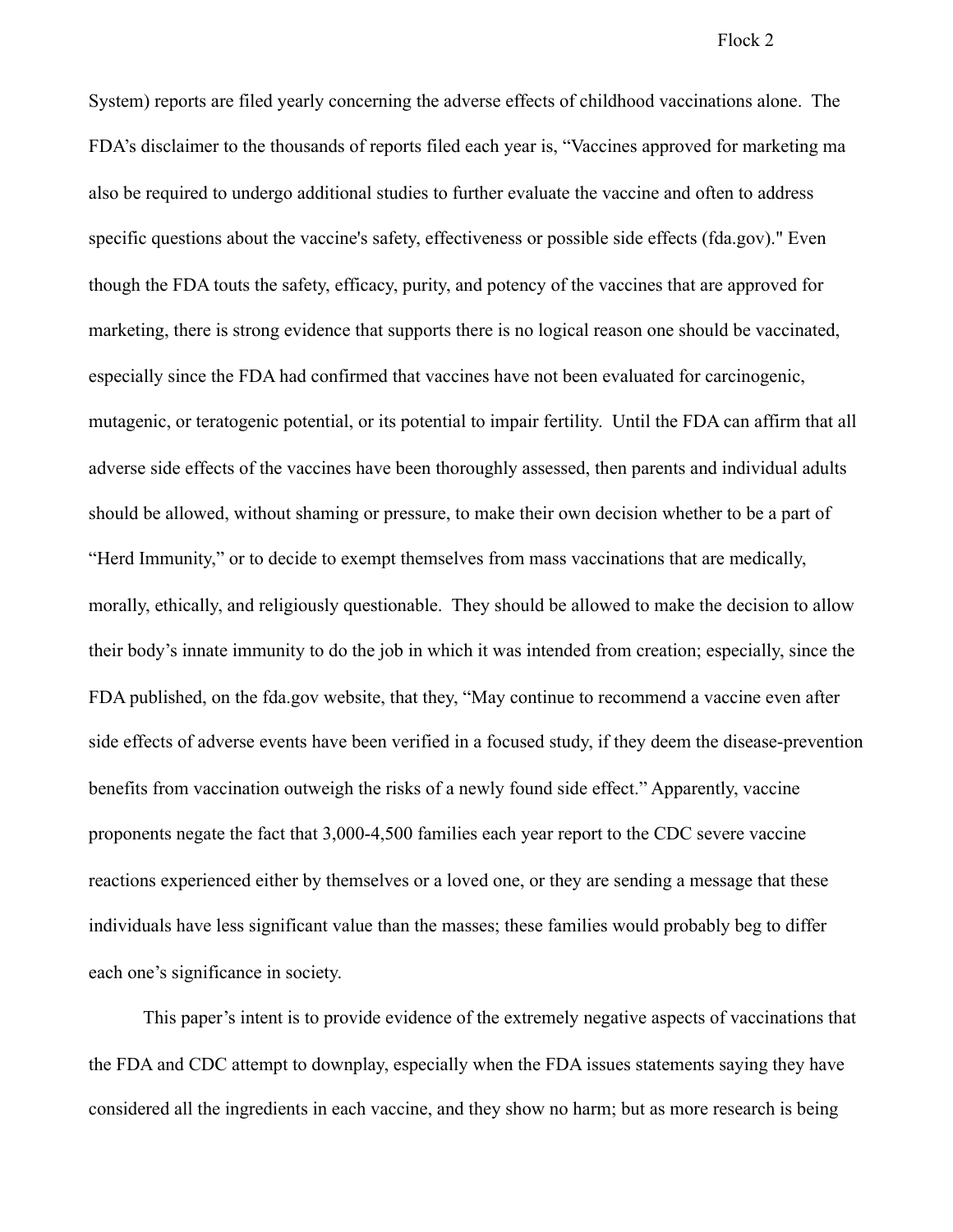System) reports are filed yearly concerning the adverse effects of childhood vaccinations alone. The FDA's disclaimer to the thousands of reports filed each year is, "Vaccines approved for marketing ma also be required to undergo additional studies to further evaluate the vaccine and often to address specific questions about the vaccine's safety, effectiveness or possible side effects (fda.gov)." Even though the FDA touts the safety, efficacy, purity, and potency of the vaccines that are approved for marketing, there is strong evidence that supports there is no logical reason one should be vaccinated, especially since the FDA had confirmed that vaccines have not been evaluated for carcinogenic, mutagenic, or teratogenic potential, or its potential to impair fertility. Until the FDA can affirm that all adverse side effects of the vaccines have been thoroughly assessed, then parents and individual adults should be allowed, without shaming or pressure, to make their own decision whether to be a part of "Herd Immunity," or to decide to exempt themselves from mass vaccinations that are medically, morally, ethically, and religiously questionable. They should be allowed to make the decision to allow their body's innate immunity to do the job in which it was intended from creation; especially, since the FDA published, on the fda.gov website, that they, "May continue to recommend a vaccine even after side effects of adverse events have been verified in a focused study, if they deem the disease-prevention benefits from vaccination outweigh the risks of a newly found side effect." Apparently, vaccine proponents negate the fact that 3,000-4,500 families each year report to the CDC severe vaccine reactions experienced either by themselves or a loved one, or they are sending a message that these individuals have less significant value than the masses; these families would probably beg to differ each one's significance in society.

This paper's intent is to provide evidence of the extremely negative aspects of vaccinations that the FDA and CDC attempt to downplay, especially when the FDA issues statements saying they have considered all the ingredients in each vaccine, and they show no harm; but as more research is being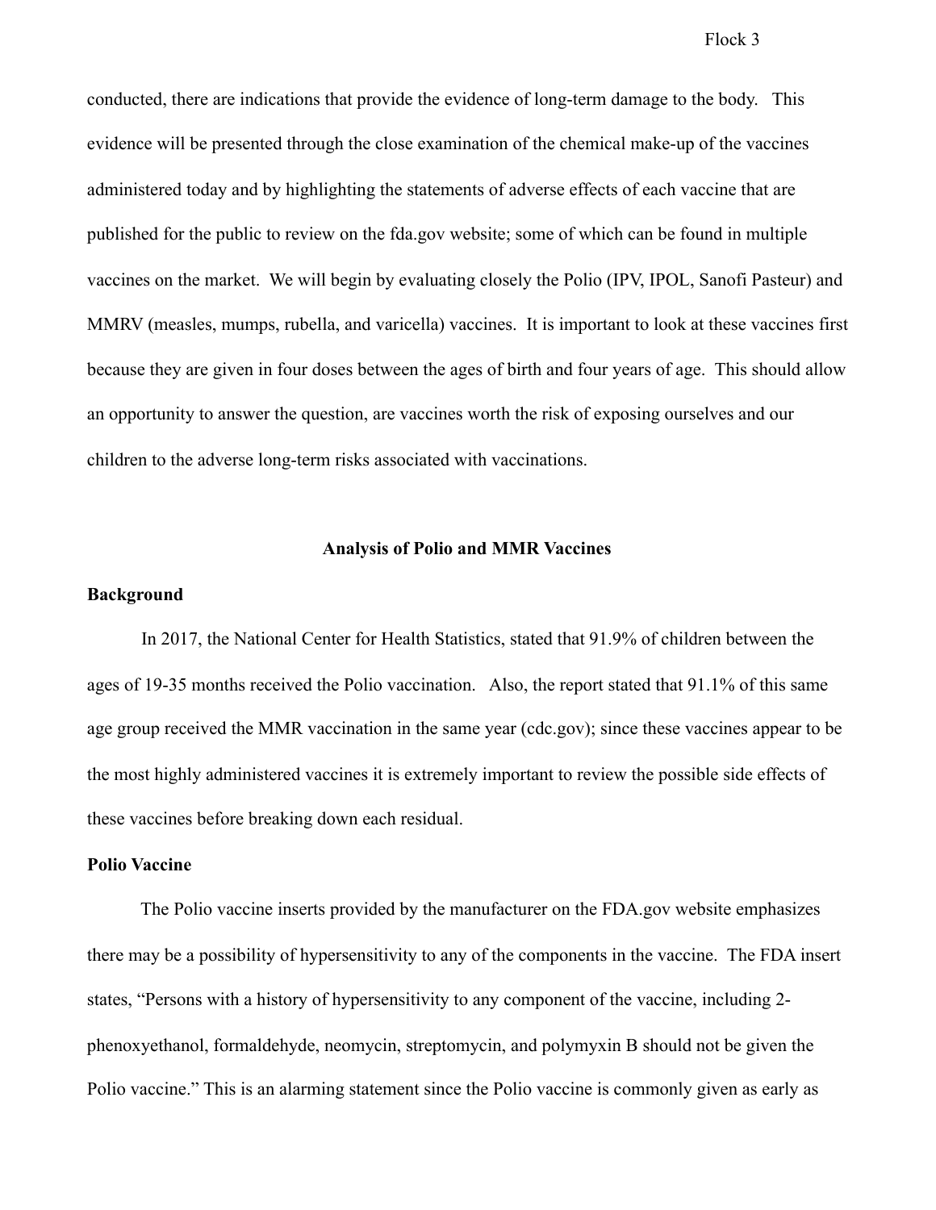conducted, there are indications that provide the evidence of long-term damage to the body. This evidence will be presented through the close examination of the chemical make-up of the vaccines administered today and by highlighting the statements of adverse effects of each vaccine that are published for the public to review on the fda.gov website; some of which can be found in multiple vaccines on the market. We will begin by evaluating closely the Polio (IPV, IPOL, Sanofi Pasteur) and MMRV (measles, mumps, rubella, and varicella) vaccines. It is important to look at these vaccines first because they are given in four doses between the ages of birth and four years of age. This should allow an opportunity to answer the question, are vaccines worth the risk of exposing ourselves and our children to the adverse long-term risks associated with vaccinations.

## Analysis of Polio and MMR Vaccines

### Background

In 2017, the National Center for Health Statistics, stated that 91.9% of children between the ages of 19-35 months received the Polio vaccination. Also, the report stated that 91.1% of this same age group received the MMR vaccination in the same year (cdc.gov); since these vaccines appear to be the most highly administered vaccines it is extremely important to review the possible side effects of these vaccines before breaking down each residual.

### Polio Vaccine

The Polio vaccine inserts provided by the manufacturer on the FDA.gov website emphasizes there may be a possibility of hypersensitivity to any of the components in the vaccine. The FDA insert states, "Persons with a history of hypersensitivity to any component of the vaccine, including 2-phenoxyethanol, formaldehyde, neomycin, streptomycin, and polymyxin B should not be given the Polio vaccine." This is an alarming statement since the Polio vaccine is commonly given as early as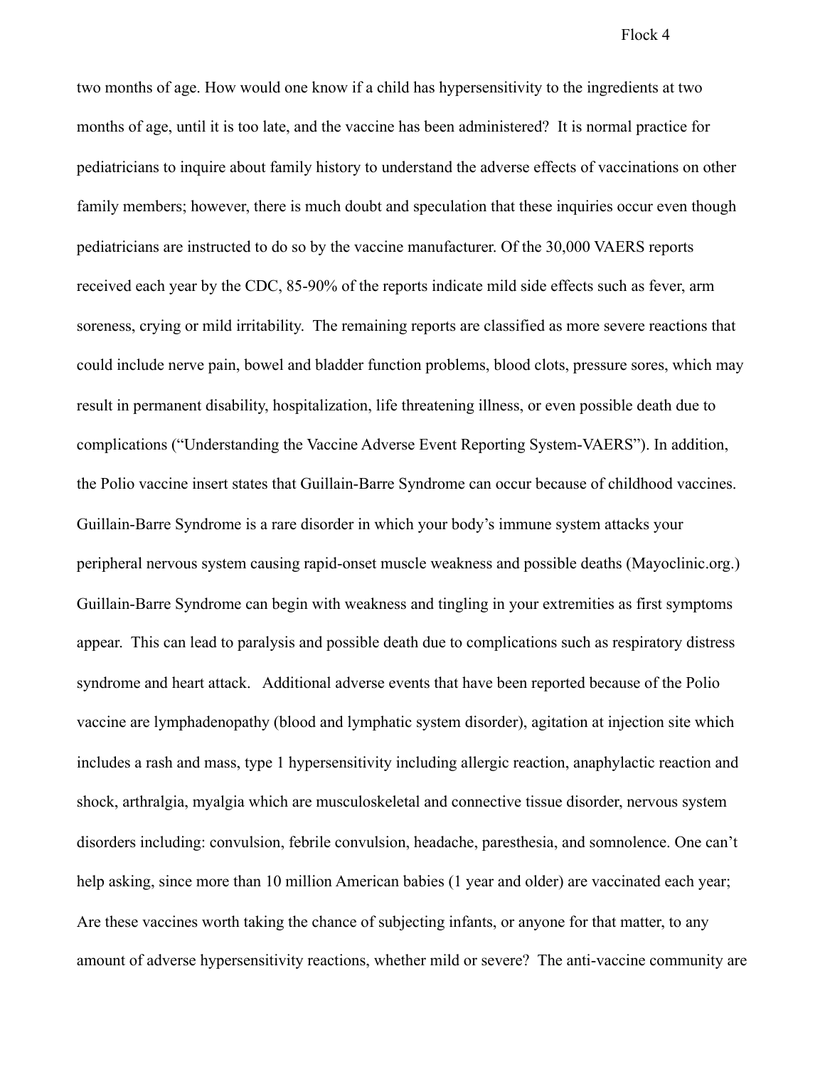two months of age. How would one know if a child has hypersensitivity to the ingredients at two months of age, until it is too late, and the vaccine has been administered? It is normal practice for pediatricians to inquire about family history to understand the adverse effects of vaccinations on other family members; however, there is much doubt and speculation that these inquiries occur even though pediatricians are instructed to do so by the vaccine manufacturer. Of the 30,000 VAERS reports received each year by the CDC, 85-90% of the reports indicate mild side effects such as fever, arm soreness, crying or mild irritability. The remaining reports are classified as more severe reactions that could include nerve pain, bowel and bladder function problems, blood clots, pressure sores, which may result in permanent disability, hospitalization, life threatening illness, or even possible death due to complications ("Understanding the Vaccine Adverse Event Reporting System-VAERS"). In addition, the Polio vaccine insert states that Guillain-Barre Syndrome can occur because of childhood vaccines. Guillain-Barre Syndrome is a rare disorder in which your body's immune system attacks your peripheral nervous system causing rapid-onset muscle weakness and possible deaths (Mayoclinic.org.) Guillain-Barre Syndrome can begin with weakness and tingling in your extremities as first symptoms appear. This can lead to paralysis and possible death due to complications such as respiratory distress syndrome and heart attack. Additional adverse events that have been reported because of the Polio vaccine are lymphadenopathy (blood and lymphatic system disorder), agitation at injection site which includes a rash and mass, type 1 hypersensitivity including allergic reaction, anaphylactic reaction and shock, arthralgia, myalgia which are musculoskeletal and connective tissue disorder, nervous system disorders including: convulsion, febrile convulsion, headache, paresthesia, and somnolence. One can't help asking, since more than 10 million American babies (1 year and older) are vaccinated each year; Are these vaccines worth taking the chance of subjecting infants, or anyone for that matter, to any amount of adverse hypersensitivity reactions, whether mild or severe? The anti-vaccine community are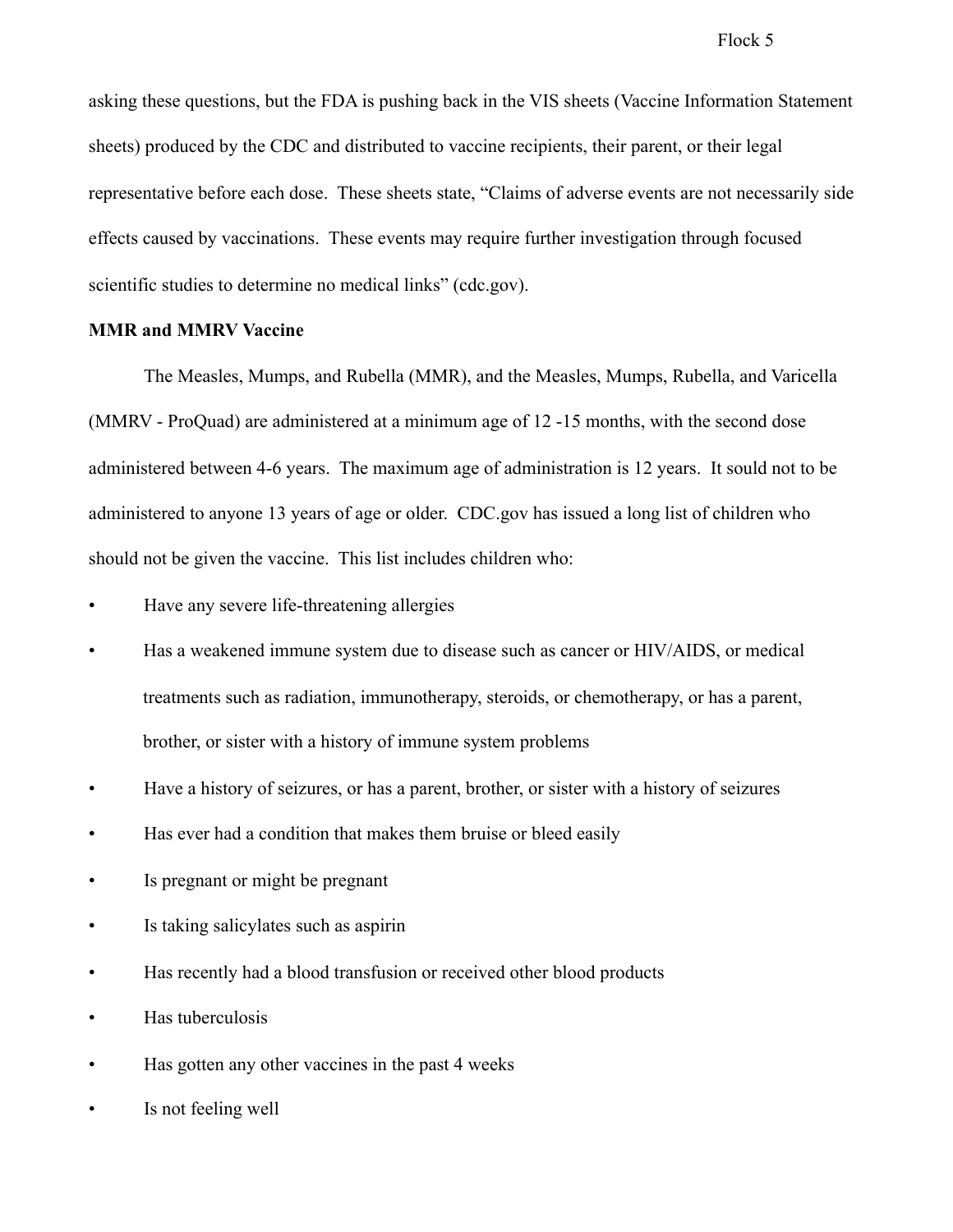asking these questions, but the FDA is pushing back in the VIS sheets (Vaccine Information Statement sheets) produced by the CDC and distributed to vaccine recipients, their parent, or their legal representative before each dose. These sheets state, "Claims of adverse events are not necessarily side effects caused by vaccinations. These events may require further investigation through focused scientific studies to determine no medical links" (cdc.gov).

**MMR and MMRV Vaccine**

The Measles, Mumps, and Rubella (MMR), and the Measles, Mumps, Rubella, and Varicella (MMRV - ProQuad) are administered at a minimum age of 12 -15 months, with the second dose administered between 4-6 years. The maximum age of administration is 12 years. It sould not to be administered to anyone 13 years of age or older. CDC.gov has issued a long list of children who should not be given the vaccine. This list includes children who:

- Have any severe life-threatening allergies
- Has a weakened immune system due to disease such as cancer or HIV/AIDS, or medical treatments such as radiation, immunotherapy, steroids, or chemotherapy, or has a parent, brother, or sister with a history of immune system problems
- Have a history of seizures, or has a parent, brother, or sister with a history of seizures
- Has ever had a condition that makes them bruise or bleed easily
- Is pregnant or might be pregnant
- Is taking salicylates such as aspirin
- Has recently had a blood transfusion or received other blood products
- Has tuberculosis
- Has gotten any other vaccines in the past 4 weeks
- Is not feeling well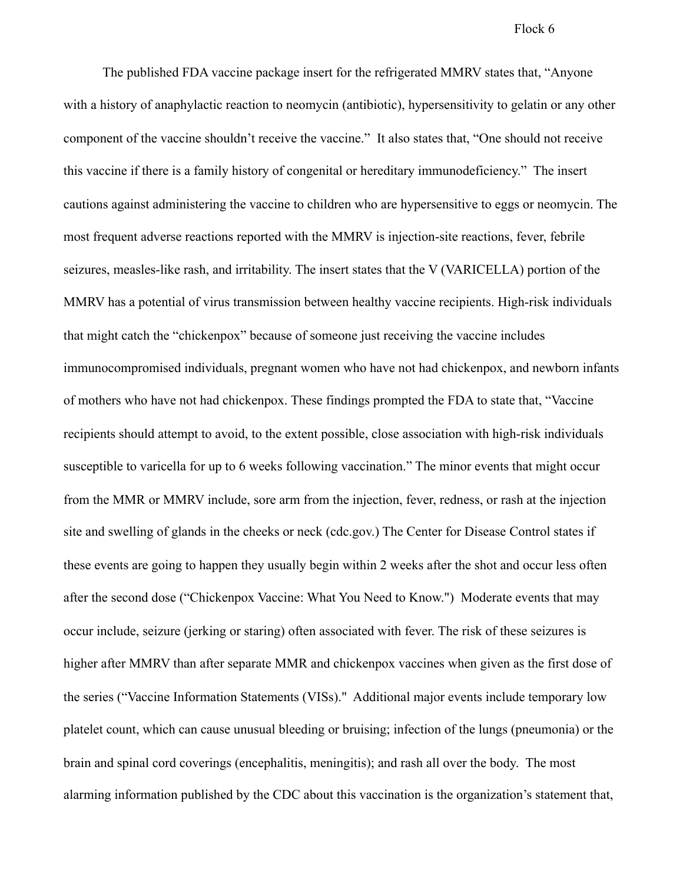The published FDA vaccine package insert for the refrigerated MMRV states that, "Anyone with a history of anaphylactic reaction to neomycin (antibiotic), hypersensitivity to gelatin or any other component of the vaccine shouldn't receive the vaccine." It also states that, "One should not receive this vaccine if there is a family history of congenital or hereditary immunodeficiency." The insert cautions against administering the vaccine to children who are hypersensitive to eggs or neomycin. The most frequent adverse reactions reported with the MMRV is injection-site reactions, fever, febrile seizures, measles-like rash, and irritability. The insert states that the V (VARICELLA) portion of the MMRV has a potential of virus transmission between healthy vaccine recipients. High-risk individuals that might catch the "chickenpox" because of someone just receiving the vaccine includes immunocompromised individuals, pregnant women who have not had chickenpox, and newborn infants of mothers who have not had chickenpox. These findings prompted the FDA to state that, "Vaccine recipients should attempt to avoid, to the extent possible, close association with high-risk individuals susceptible to varicella for up to 6 weeks following vaccination." The minor events that might occur from the MMR or MMRV include, sore arm from the injection, fever, redness, or rash at the injection site and swelling of glands in the cheeks or neck (cdc.gov.) The Center for Disease Control states if these events are going to happen they usually begin within 2 weeks after the shot and occur less often after the second dose ("Chickenpox Vaccine: What You Need to Know.") Moderate events that may occur include, seizure (jerking or staring) often associated with fever. The risk of these seizures is higher after MMRV than after separate MMR and chickenpox vaccines when given as the first dose of the series ("Vaccine Information Statements (VISs)." Additional major events include temporary low platelet count, which can cause unusual bleeding or bruising; infection of the lungs (pneumonia) or the brain and spinal cord coverings (encephalitis, meningitis); and rash all over the body. The most alarming information published by the CDC about this vaccination is the organization's statement that,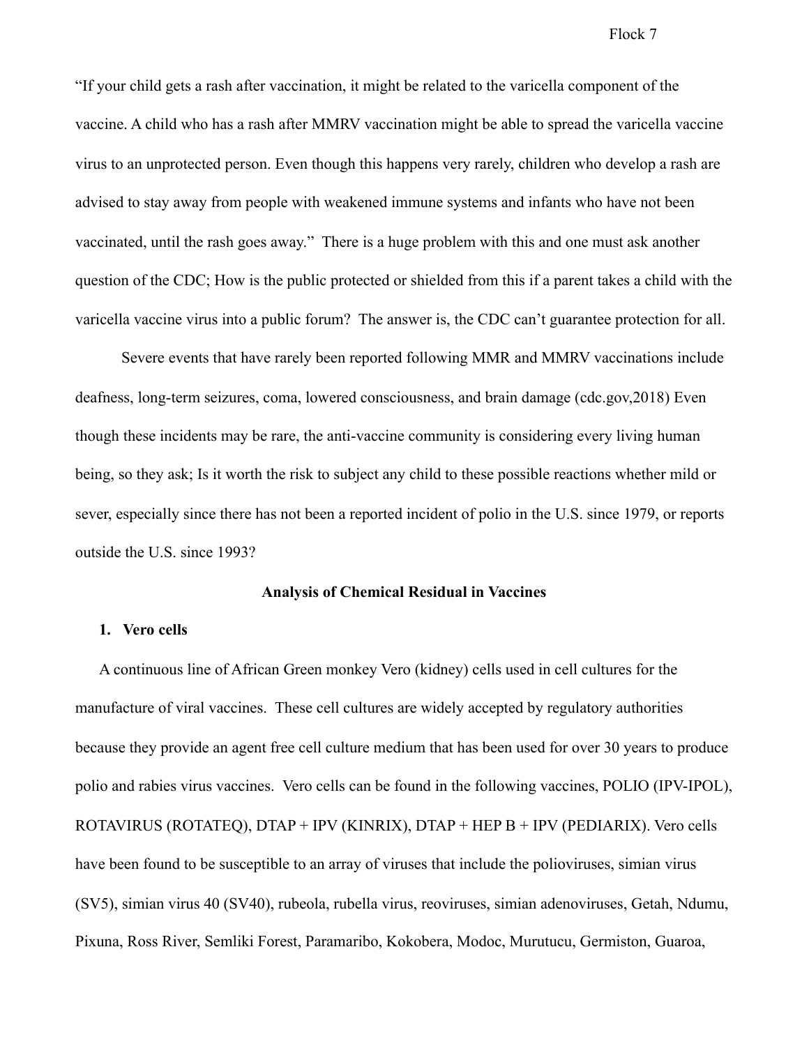"If your child gets a rash after vaccination, it might be related to the varicella component of the vaccine. A child who has a rash after MMRV vaccination might be able to spread the varicella vaccine virus to an unprotected person. Even though this happens very rarely, children who develop a rash are advised to stay away from people with weakened immune systems and infants who have not been vaccinated, until the rash goes away." There is a huge problem with this and one must ask another question of the CDC; How is the public protected or shielded from this if a parent takes a child with the varicella vaccine virus into a public forum? The answer is, the CDC can't guarantee protection for all.

Severe events that have rarely been reported following MMR and MMRV vaccinations include deafness, long-term seizures, coma, lowered consciousness, and brain damage (cdc.gov,2018) Even though these incidents may be rare, the anti-vaccine community is considering every living human being, so they ask; Is it worth the risk to subject any child to these possible reactions whether mild or sever, especially since there has not been a reported incident of polio in the U.S. since 1979, or reports outside the U.S. since 1993?

**Analysis of Chemical Residual in Vaccines**

**1. Vero cells**

A continuous line of African Green monkey Vero (kidney) cells used in cell cultures for the manufacture of viral vaccines. These cell cultures are widely accepted by regulatory authorities because they provide an agent free cell culture medium that has been used for over 30 years to produce polio and rabies virus vaccines. Vero cells can be found in the following vaccines, POLIO (IPV-IPOL), ROTAVIRUS (ROTATEQ), DTAP + IPV (KINRIX), DTAP + HEP B + IPV (PEDIARIX). Vero cells have been found to be susceptible to an array of viruses that include the polioviruses, simian virus (SV5), simian virus 40 (SV40), rubeola, rubella virus, reoviruses, simian adenoviruses, Getah, Ndumu, Pixuna, Ross River, Semliki Forest, Paramaribo, Kokobera, Modoc, Murutucu, Germiston, Guaroa,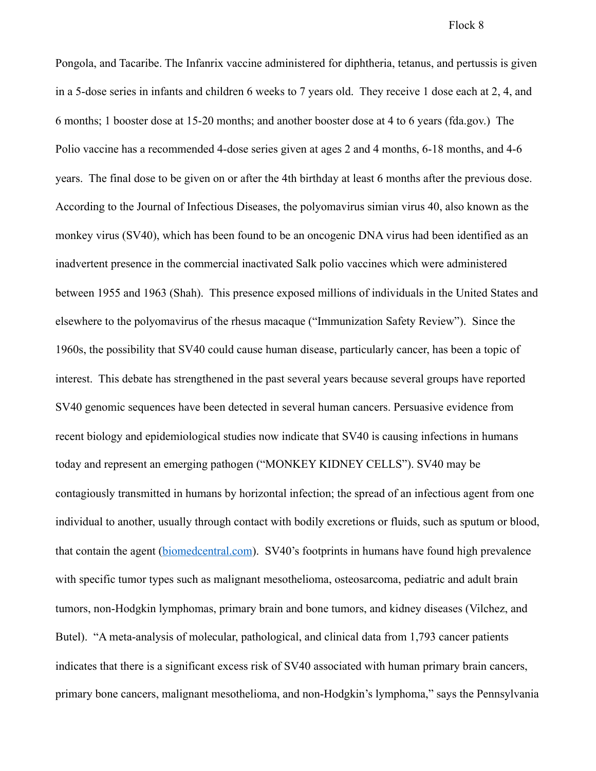Pongola, and Tacaribe. The Infanrix vaccine administered for diphtheria, tetanus, and pertussis is given in a 5-dose series in infants and children 6 weeks to 7 years old. They receive 1 dose each at 2, 4, and 6 months; 1 booster dose at 15-20 months; and another booster dose at 4 to 6 years (fda.gov.) The Polio vaccine has a recommended 4-dose series given at ages 2 and 4 months, 6-18 months, and 4-6 years. The final dose to be given on or after the 4th birthday at least 6 months after the previous dose. According to the Journal of Infectious Diseases, the polyomavirus simian virus 40, also known as the monkey virus (SV40), which has been found to be an oncogenic DNA virus had been identified as an inadvertent presence in the commercial inactivated Salk polio vaccines which were administered between 1955 and 1963 (Shah). This presence exposed millions of individuals in the United States and elsewhere to the polyomavirus of the rhesus macaque ("Immunization Safety Review"). Since the 1960s, the possibility that SV40 could cause human disease, particularly cancer, has been a topic of interest. This debate has strengthened in the past several years because several groups have reported SV40 genomic sequences have been detected in several human cancers. Persuasive evidence from recent biology and epidemiological studies now indicate that SV40 is causing infections in humans today and represent an emerging pathogen ("MONKEY KIDNEY CELLS"). SV40 may be contagiously transmitted in humans by horizontal infection; the spread of an infectious agent from one individual to another, usually through contact with bodily excretions or fluids, such as sputum or blood, that contain the agent ([biomedcentral.com](biomedcentral.com)). SV40's footprints in humans have found high prevalence with specific tumor types such as malignant mesothelioma, osteosarcoma, pediatric and adult brain tumors, non-Hodgkin lymphomas, primary brain and bone tumors, and kidney diseases (Vilchez, and Butel). "A meta-analysis of molecular, pathological, and clinical data from 1,793 cancer patients indicates that there is a significant excess risk of SV40 associated with human primary brain cancers, primary bone cancers, malignant mesothelioma, and non-Hodgkin's lymphoma," says the Pennsylvania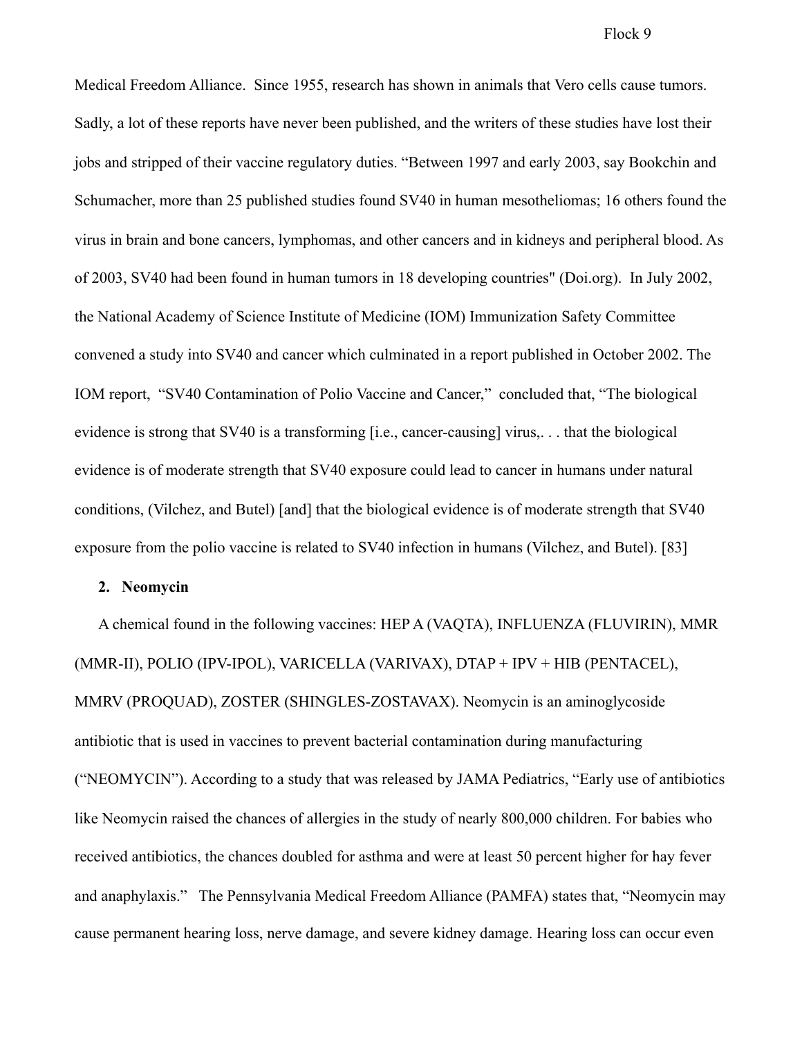Medical Freedom Alliance. Since 1955, research has shown in animals that Vero cells cause tumors. Sadly, a lot of these reports have never been published, and the writers of these studies have lost their jobs and stripped of their vaccine regulatory duties. "Between 1997 and early 2003, say Bookchin and Schumacher, more than 25 published studies found SV40 in human mesotheliomas; 16 others found the virus in brain and bone cancers, lymphomas, and other cancers and in kidneys and peripheral blood. As of 2003, SV40 had been found in human tumors in 18 developing countries" (Doi.org). In July 2002, the National Academy of Science Institute of Medicine (IOM) Immunization Safety Committee convened a study into SV40 and cancer which culminated in a report published in October 2002. The IOM report, "SV40 Contamination of Polio Vaccine and Cancer," concluded that, "The biological evidence is strong that SV40 is a transforming [i.e., cancer-causing] virus,. . . that the biological evidence is of moderate strength that SV40 exposure could lead to cancer in humans under natural conditions, (Vilchez, and Butel) [and] that the biological evidence is of moderate strength that SV40 exposure from the polio vaccine is related to SV40 infection in humans (Vilchez, and Butel). [83]

**2. Neomycin**

A chemical found in the following vaccines: HEP A (VAQTA), INFLUENZA (FLUVIRIN), MMR (MMR-II), POLIO (IPV-IPOL), VARICELLA (VARIVAX), DTAP + IPV + HIB (PENTACEL), MMRV (PROQUAD), ZOSTER (SHINGLES-ZOSTAVAX). Neomycin is an aminoglycoside antibiotic that is used in vaccines to prevent bacterial contamination during manufacturing ("NEOMYCIN"). According to a study that was released by JAMA Pediatrics, "Early use of antibiotics like Neomycin raised the chances of allergies in the study of nearly 800,000 children. For babies who received antibiotics, the chances doubled for asthma and were at least 50 percent higher for hay fever and anaphylaxis." The Pennsylvania Medical Freedom Alliance (PAMFA) states that, "Neomycin may cause permanent hearing loss, nerve damage, and severe kidney damage. Hearing loss can occur even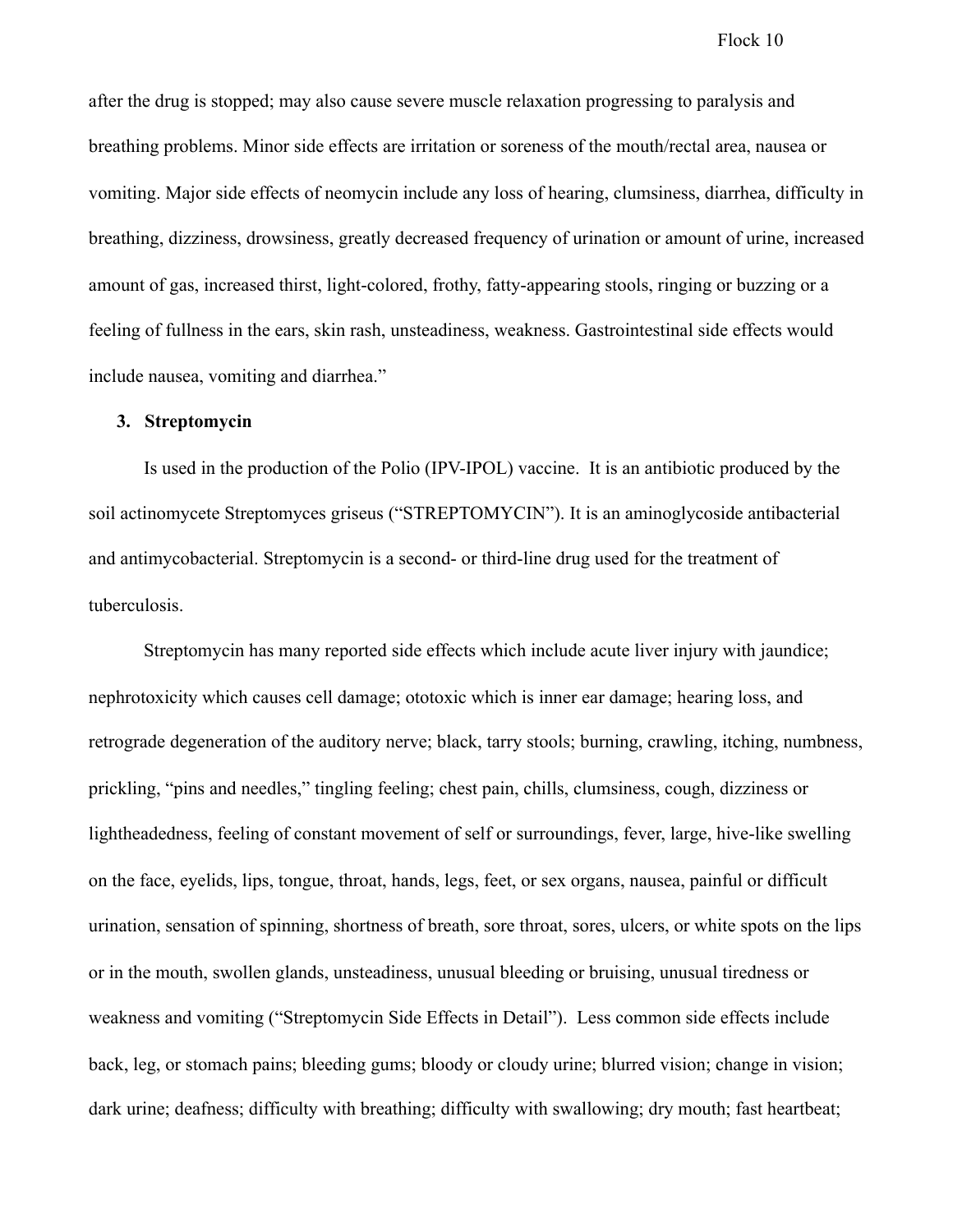after the drug is stopped; may also cause severe muscle relaxation progressing to paralysis and breathing problems. Minor side effects are irritation or soreness of the mouth/rectal area, nausea or vomiting. Major side effects of neomycin include any loss of hearing, clumsiness, diarrhea, difficulty in breathing, dizziness, drowsiness, greatly decreased frequency of urination or amount of urine, increased amount of gas, increased thirst, light-colored, frothy, fatty-appearing stools, ringing or buzzing or a feeling of fullness in the ears, skin rash, unsteadiness, weakness. Gastrointestinal side effects would include nausea, vomiting and diarrhea."

**3. Streptomycin**

Is used in the production of the Polio (IPV-IPOL) vaccine. It is an antibiotic produced by the soil actinomycete Streptomyces griseus ("STREPTOMYCIN"). It is an aminoglycoside antibacterial and antimycobacterial. Streptomycin is a second- or third-line drug used for the treatment of tuberculosis.

Streptomycin has many reported side effects which include acute liver injury with jaundice; nephrotoxicity which causes cell damage; ototoxic which is inner ear damage; hearing loss, and retrograde degeneration of the auditory nerve; black, tarry stools; burning, crawling, itching, numbness, prickling, "pins and needles," tingling feeling; chest pain, chills, clumsiness, cough, dizziness or lightheadedness, feeling of constant movement of self or surroundings, fever, large, hive-like swelling on the face, eyelids, lips, tongue, throat, hands, legs, feet, or sex organs, nausea, painful or difficult urination, sensation of spinning, shortness of breath, sore throat, sores, ulcers, or white spots on the lips or in the mouth, swollen glands, unsteadiness, unusual bleeding or bruising, unusual tiredness or weakness and vomiting ("Streptomycin Side Effects in Detail"). Less common side effects include back, leg, or stomach pains; bleeding gums; bloody or cloudy urine; blurred vision; change in vision; dark urine; deafness; difficulty with breathing; difficulty with swallowing; dry mouth; fast heartbeat;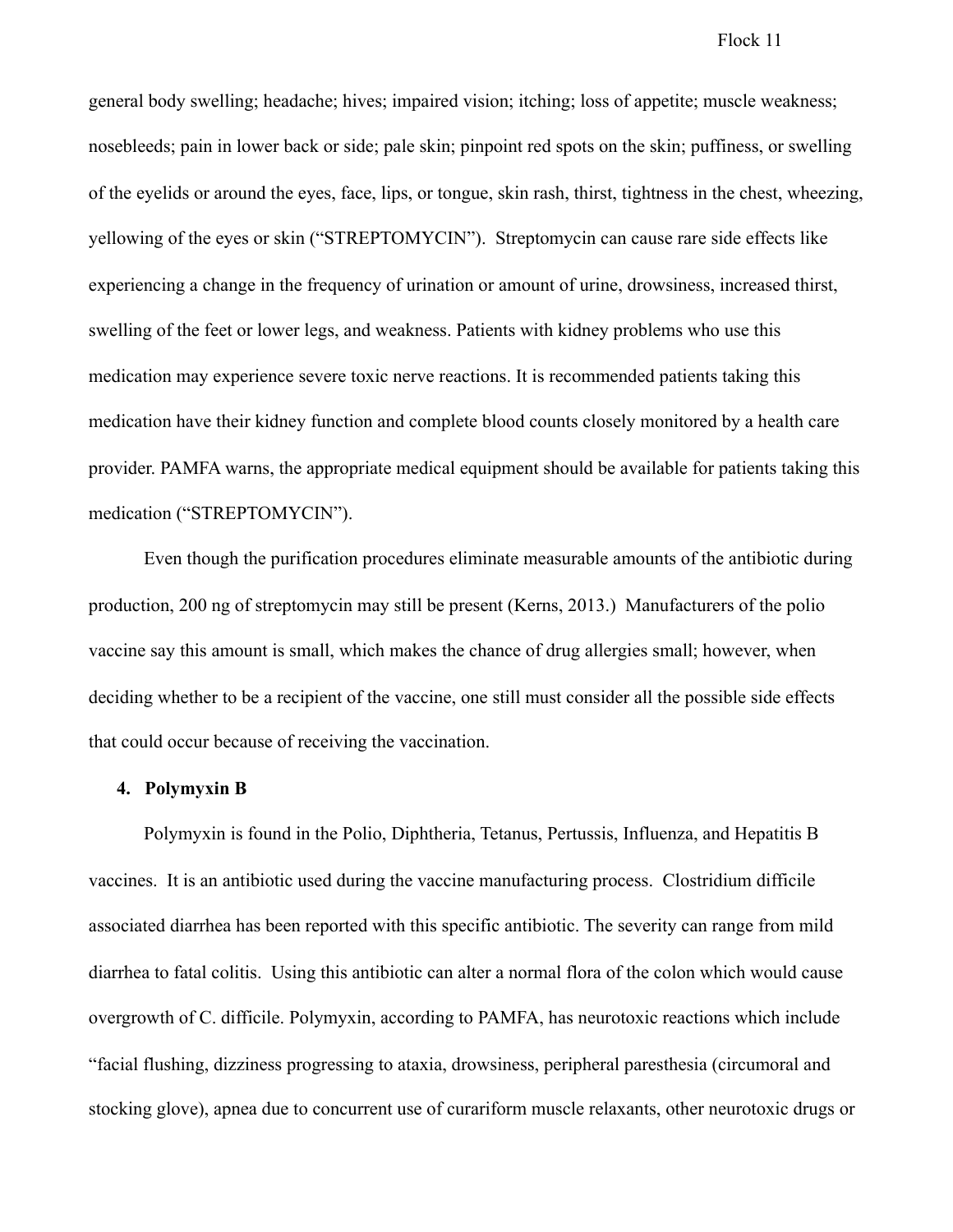general body swelling; headache; hives; impaired vision; itching; loss of appetite; muscle weakness; nosebleeds; pain in lower back or side; pale skin; pinpoint red spots on the skin; puffiness, or swelling of the eyelids or around the eyes, face, lips, or tongue, skin rash, thirst, tightness in the chest, wheezing, yellowing of the eyes or skin ("STREPTOMYCIN"). Streptomycin can cause rare side effects like experiencing a change in the frequency of urination or amount of urine, drowsiness, increased thirst, swelling of the feet or lower legs, and weakness. Patients with kidney problems who use this medication may experience severe toxic nerve reactions. It is recommended patients taking this medication have their kidney function and complete blood counts closely monitored by a health care provider. PAMFA warns, the appropriate medical equipment should be available for patients taking this medication ("STREPTOMYCIN").

Even though the purification procedures eliminate measurable amounts of the antibiotic during production, 200 ng of streptomycin may still be present (Kerns, 2013.) Manufacturers of the polio vaccine say this amount is small, which makes the chance of drug allergies small; however, when deciding whether to be a recipient of the vaccine, one still must consider all the possible side effects that could occur because of receiving the vaccination.

**4. Polymyxin B**

Polymyxin is found in the Polio, Diphtheria, Tetanus, Pertussis, Influenza, and Hepatitis B vaccines. It is an antibiotic used during the vaccine manufacturing process. Clostridium difficile associated diarrhea has been reported with this specific antibiotic. The severity can range from mild diarrhea to fatal colitis. Using this antibiotic can alter a normal flora of the colon which would cause overgrowth of C. difficile. Polymyxin, according to PAMFA, has neurotoxic reactions which include "facial flushing, dizziness progressing to ataxia, drowsiness, peripheral paresthesia (circumoral and stocking glove), apnea due to concurrent use of curariform muscle relaxants, other neurotoxic drugs or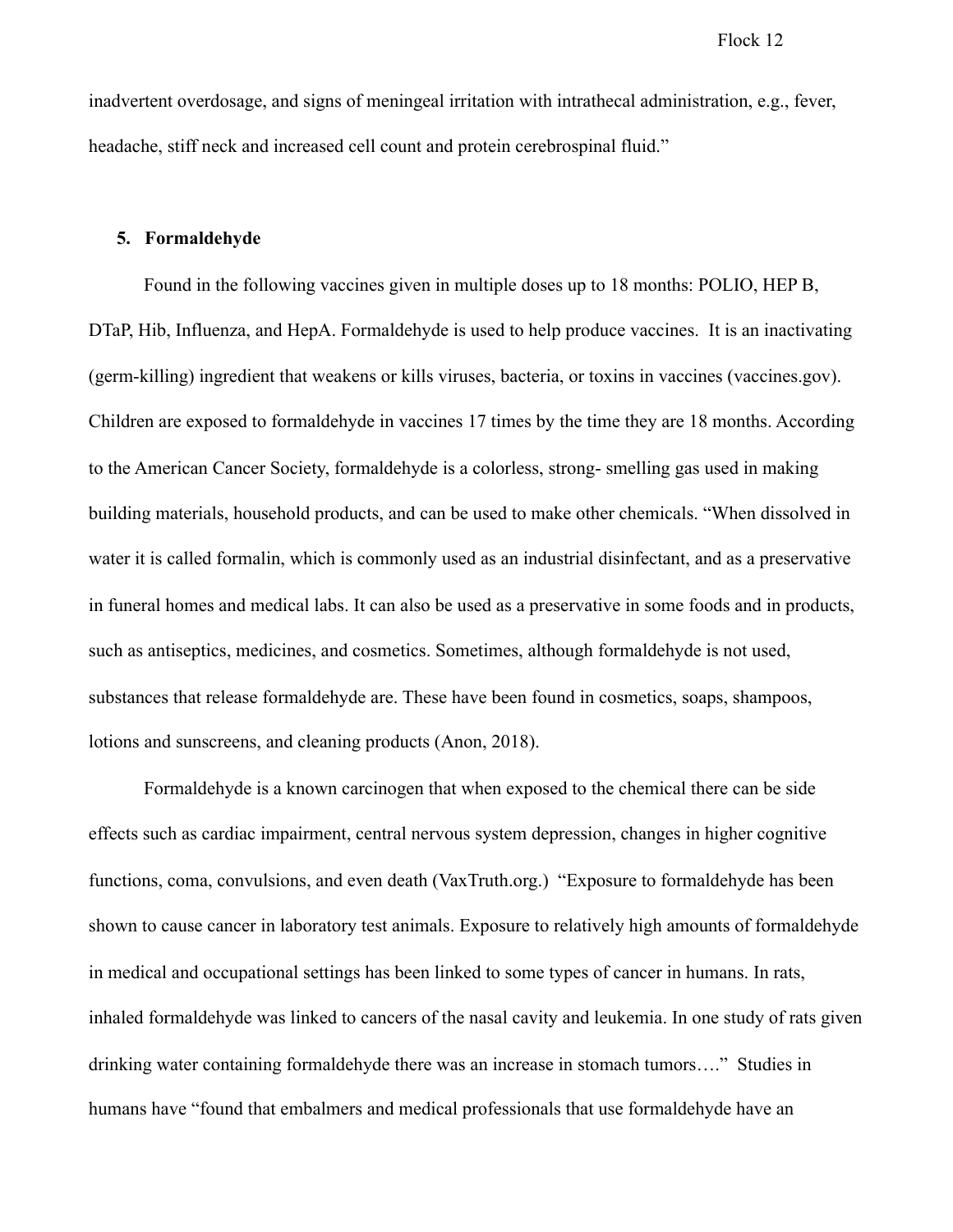inadvertent overdosage, and signs of meningeal irritation with intrathecal administration, e.g., fever, headache, stiff neck and increased cell count and protein cerebrospinal fluid."

## 5. Formaldehyde

Found in the following vaccines given in multiple doses up to 18 months: POLIO, HEP B, DTaP, Hib, Influenza, and HepA. Formaldehyde is used to help produce vaccines. It is an inactivating (germ-killing) ingredient that weakens or kills viruses, bacteria, or toxins in vaccines (vaccines.gov). Children are exposed to formaldehyde in vaccines 17 times by the time they are 18 months. According to the American Cancer Society, formaldehyde is a colorless, strong- smelling gas used in making building materials, household products, and can be used to make other chemicals. "When dissolved in water it is called formalin, which is commonly used as an industrial disinfectant, and as a preservative in funeral homes and medical labs. It can also be used as a preservative in some foods and in products, such as antiseptics, medicines, and cosmetics. Sometimes, although formaldehyde is not used, substances that release formaldehyde are. These have been found in cosmetics, soaps, shampoos, lotions and sunscreens, and cleaning products (Anon, 2018).

Formaldehyde is a known carcinogen that when exposed to the chemical there can be side effects such as cardiac impairment, central nervous system depression, changes in higher cognitive functions, coma, convulsions, and even death (VaxTruth.org.) "Exposure to formaldehyde has been shown to cause cancer in laboratory test animals. Exposure to relatively high amounts of formaldehyde in medical and occupational settings has been linked to some types of cancer in humans. In rats, inhaled formaldehyde was linked to cancers of the nasal cavity and leukemia. In one study of rats given drinking water containing formaldehyde there was an increase in stomach tumors…." Studies in humans have "found that embalmers and medical professionals that use formaldehyde have an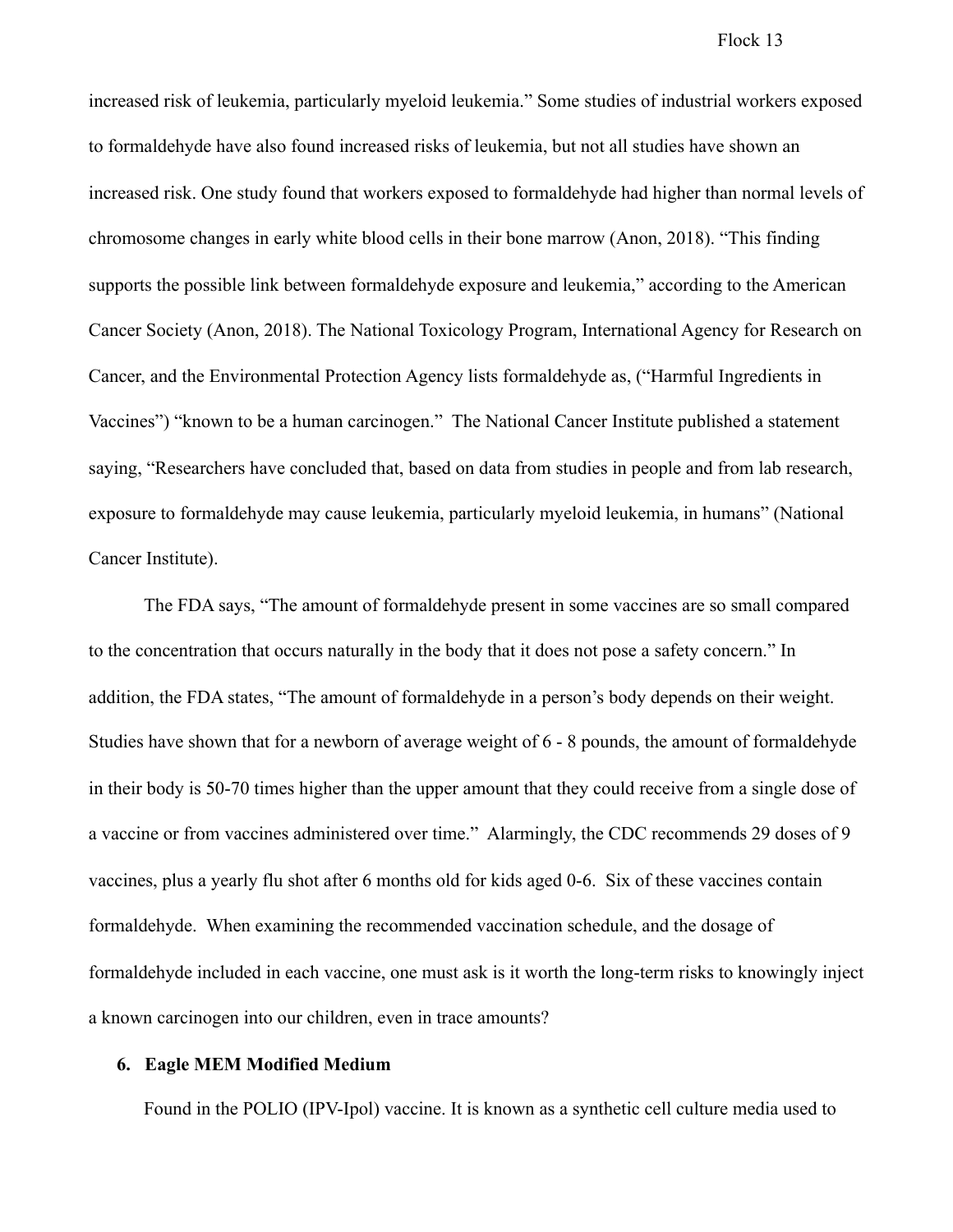increased risk of leukemia, particularly myeloid leukemia." Some studies of industrial workers exposed to formaldehyde have also found increased risks of leukemia, but not all studies have shown an increased risk. One study found that workers exposed to formaldehyde had higher than normal levels of chromosome changes in early white blood cells in their bone marrow (Anon, 2018). "This finding supports the possible link between formaldehyde exposure and leukemia," according to the American Cancer Society (Anon, 2018). The National Toxicology Program, International Agency for Research on Cancer, and the Environmental Protection Agency lists formaldehyde as, ("Harmful Ingredients in Vaccines") "known to be a human carcinogen." The National Cancer Institute published a statement saying, "Researchers have concluded that, based on data from studies in people and from lab research, exposure to formaldehyde may cause leukemia, particularly myeloid leukemia, in humans" (National Cancer Institute).

The FDA says, "The amount of formaldehyde present in some vaccines are so small compared to the concentration that occurs naturally in the body that it does not pose a safety concern." In addition, the FDA states, "The amount of formaldehyde in a person's body depends on their weight. Studies have shown that for a newborn of average weight of 6 - 8 pounds, the amount of formaldehyde in their body is 50-70 times higher than the upper amount that they could receive from a single dose of a vaccine or from vaccines administered over time." Alarmingly, the CDC recommends 29 doses of 9 vaccines, plus a yearly flu shot after 6 months old for kids aged 0-6. Six of these vaccines contain formaldehyde. When examining the recommended vaccination schedule, and the dosage of formaldehyde included in each vaccine, one must ask is it worth the long-term risks to knowingly inject a known carcinogen into our children, even in trace amounts?

**6. Eagle MEM Modified Medium**

Found in the POLIO (IPV-Ipol) vaccine. It is known as a synthetic cell culture media used to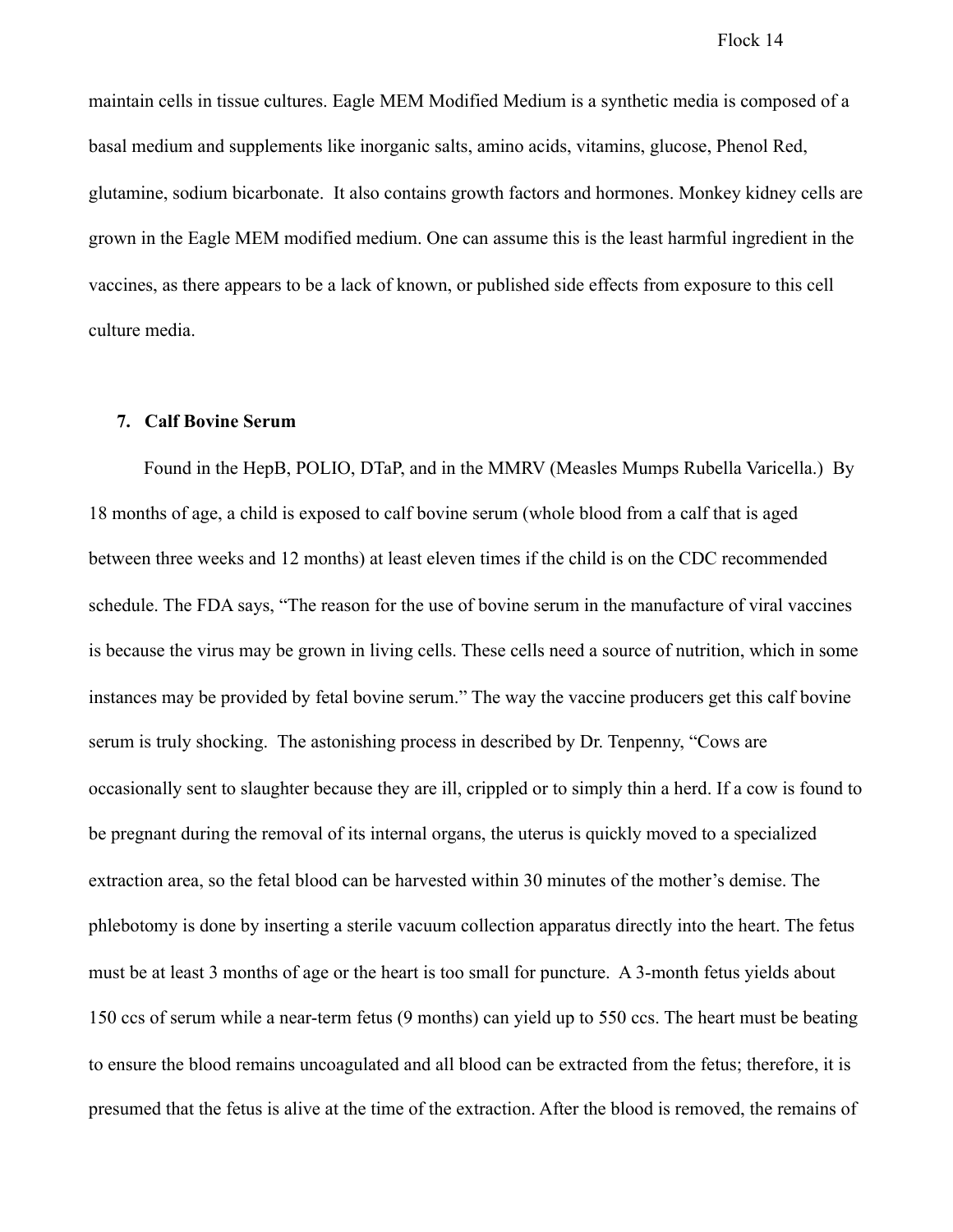maintain cells in tissue cultures. Eagle MEM Modified Medium is a synthetic media is composed of a basal medium and supplements like inorganic salts, amino acids, vitamins, glucose, Phenol Red, glutamine, sodium bicarbonate. It also contains growth factors and hormones. Monkey kidney cells are grown in the Eagle MEM modified medium. One can assume this is the least harmful ingredient in the vaccines, as there appears to be a lack of known, or published side effects from exposure to this cell culture media.

7. **Calf Bovine Serum**

Found in the HepB, POLIO, DTaP, and in the MMRV (Measles Mumps Rubella Varicella.) By 18 months of age, a child is exposed to calf bovine serum (whole blood from a calf that is aged between three weeks and 12 months) at least eleven times if the child is on the CDC recommended schedule. The FDA says, "The reason for the use of bovine serum in the manufacture of viral vaccines is because the virus may be grown in living cells. These cells need a source of nutrition, which in some instances may be provided by fetal bovine serum." The way the vaccine producers get this calf bovine serum is truly shocking. The astonishing process in described by Dr. Tenpenny, "Cows are occasionally sent to slaughter because they are ill, crippled or to simply thin a herd. If a cow is found to be pregnant during the removal of its internal organs, the uterus is quickly moved to a specialized extraction area, so the fetal blood can be harvested within 30 minutes of the mother's demise. The phlebotomy is done by inserting a sterile vacuum collection apparatus directly into the heart. The fetus must be at least 3 months of age or the heart is too small for puncture. A 3-month fetus yields about 150 ccs of serum while a near-term fetus (9 months) can yield up to 550 ccs. The heart must be beating to ensure the blood remains uncoagulated and all blood can be extracted from the fetus; therefore, it is presumed that the fetus is alive at the time of the extraction. After the blood is removed, the remains of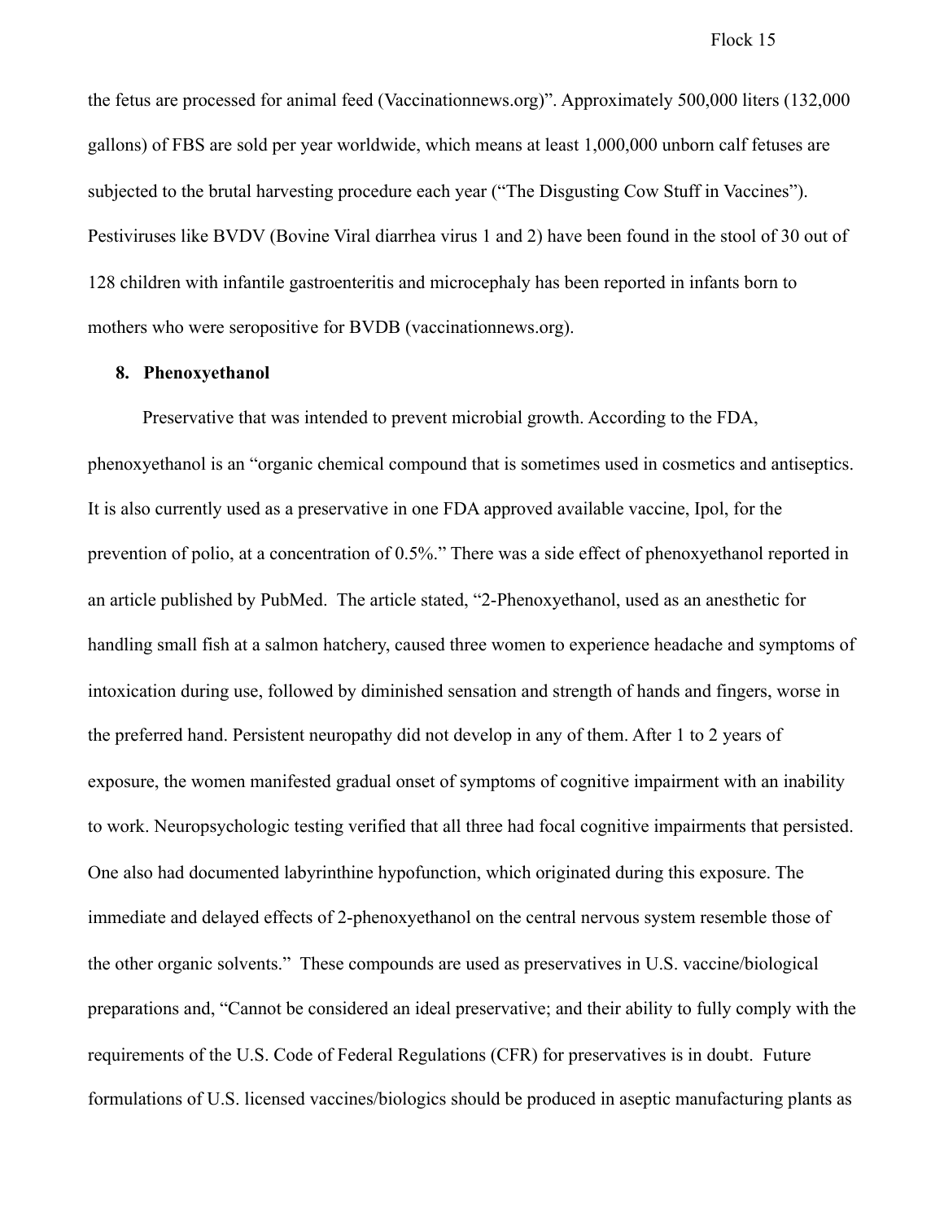the fetus are processed for animal feed (Vaccinationnews.org)". Approximately 500,000 liters (132,000 gallons) of FBS are sold per year worldwide, which means at least 1,000,000 unborn calf fetuses are subjected to the brutal harvesting procedure each year ("The Disgusting Cow Stuff in Vaccines"). Pestiviruses like BVDV (Bovine Viral diarrhea virus 1 and 2) have been found in the stool of 30 out of 128 children with infantile gastroenteritis and microcephaly has been reported in infants born to mothers who were seropositive for BVDB (vaccinationnews.org).

**8. Phenoxyethanol**

Preservative that was intended to prevent microbial growth. According to the FDA, phenoxyethanol is an "organic chemical compound that is sometimes used in cosmetics and antiseptics. It is also currently used as a preservative in one FDA approved available vaccine, Ipol, for the prevention of polio, at a concentration of 0.5%." There was a side effect of phenoxyethanol reported in an article published by PubMed. The article stated, "2-Phenoxyethanol, used as an anesthetic for handling small fish at a salmon hatchery, caused three women to experience headache and symptoms of intoxication during use, followed by diminished sensation and strength of hands and fingers, worse in the preferred hand. Persistent neuropathy did not develop in any of them. After 1 to 2 years of exposure, the women manifested gradual onset of symptoms of cognitive impairment with an inability to work. Neuropsychologic testing verified that all three had focal cognitive impairments that persisted. One also had documented labyrinthine hypofunction, which originated during this exposure. The immediate and delayed effects of 2-phenoxyethanol on the central nervous system resemble those of the other organic solvents." These compounds are used as preservatives in U.S. vaccine/biological preparations and, "Cannot be considered an ideal preservative; and their ability to fully comply with the requirements of the U.S. Code of Federal Regulations (CFR) for preservatives is in doubt. Future formulations of U.S. licensed vaccines/biologics should be produced in aseptic manufacturing plants as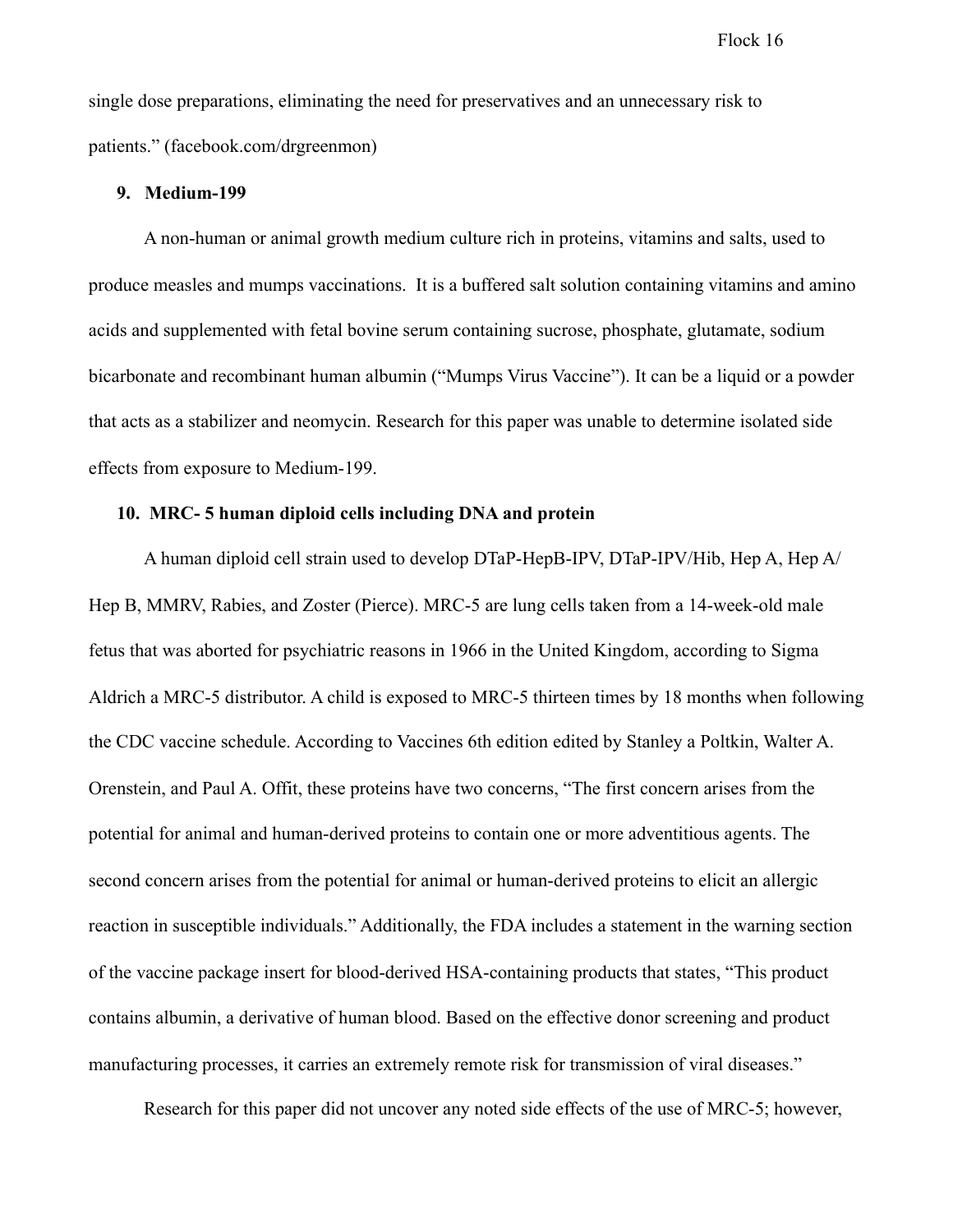single dose preparations, eliminating the need for preservatives and an unnecessary risk to patients." (facebook.com/drgreenmon)

**9. Medium-199**

A non-human or animal growth medium culture rich in proteins, vitamins and salts, used to produce measles and mumps vaccinations. It is a buffered salt solution containing vitamins and amino acids and supplemented with fetal bovine serum containing sucrose, phosphate, glutamate, sodium bicarbonate and recombinant human albumin ("Mumps Virus Vaccine"). It can be a liquid or a powder that acts as a stabilizer and neomycin. Research for this paper was unable to determine isolated side effects from exposure to Medium-199.

**10. MRC- 5 human diploid cells including DNA and protein**

A human diploid cell strain used to develop DTaP-HepB-IPV, DTaP-IPV/Hib, Hep A, Hep A/ Hep B, MMRV, Rabies, and Zoster (Pierce). MRC-5 are lung cells taken from a 14-week-old male fetus that was aborted for psychiatric reasons in 1966 in the United Kingdom, according to Sigma Aldrich a MRC-5 distributor. A child is exposed to MRC-5 thirteen times by 18 months when following the CDC vaccine schedule. According to Vaccines 6th edition edited by Stanley a Poltkin, Walter A. Orenstein, and Paul A. Offit, these proteins have two concerns, "The first concern arises from the potential for animal and human-derived proteins to contain one or more adventitious agents. The second concern arises from the potential for animal or human-derived proteins to elicit an allergic reaction in susceptible individuals." Additionally, the FDA includes a statement in the warning section of the vaccine package insert for blood-derived HSA-containing products that states, "This product contains albumin, a derivative of human blood. Based on the effective donor screening and product manufacturing processes, it carries an extremely remote risk for transmission of viral diseases."

Research for this paper did not uncover any noted side effects of the use of MRC-5; however,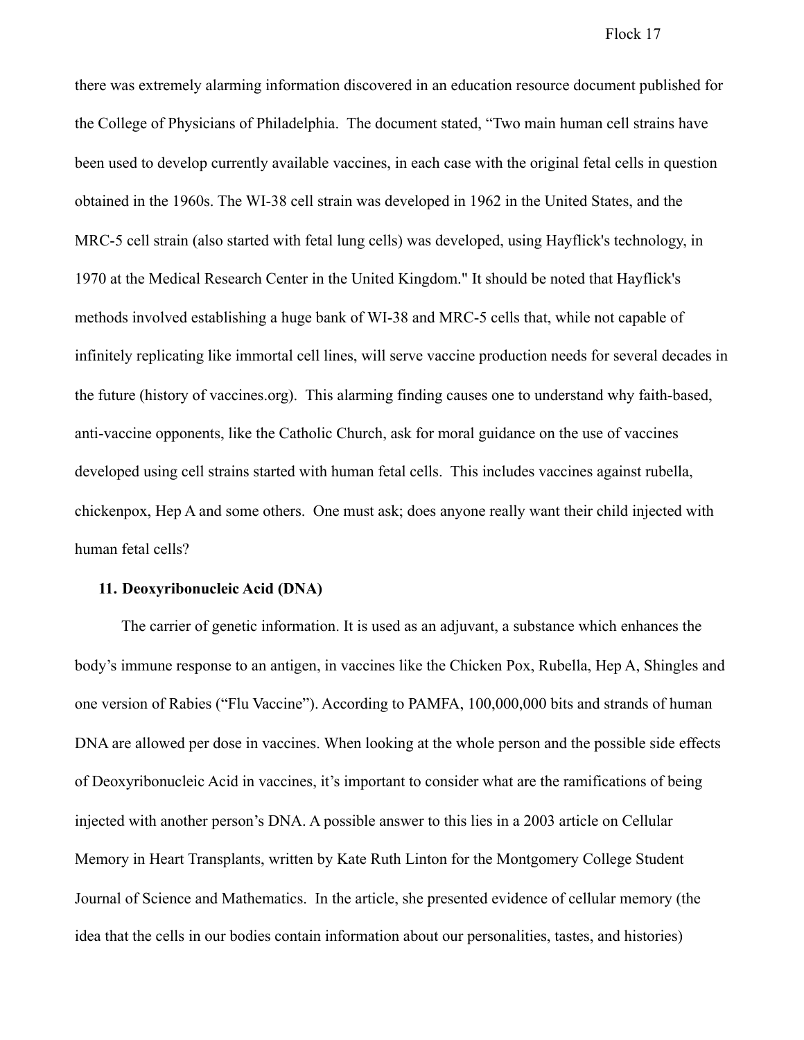there was extremely alarming information discovered in an education resource document published for the College of Physicians of Philadelphia. The document stated, "Two main human cell strains have been used to develop currently available vaccines, in each case with the original fetal cells in question obtained in the 1960s. The WI-38 cell strain was developed in 1962 in the United States, and the MRC-5 cell strain (also started with fetal lung cells) was developed, using Hayflick's technology, in 1970 at the Medical Research Center in the United Kingdom." It should be noted that Hayflick's methods involved establishing a huge bank of WI-38 and MRC-5 cells that, while not capable of infinitely replicating like immortal cell lines, will serve vaccine production needs for several decades in the future (history of vaccines.org). This alarming finding causes one to understand why faith-based, anti-vaccine opponents, like the Catholic Church, ask for moral guidance on the use of vaccines developed using cell strains started with human fetal cells. This includes vaccines against rubella, chickenpox, Hep A and some others. One must ask; does anyone really want their child injected with human fetal cells?

**11. Deoxyribonucleic Acid (DNA)**

The carrier of genetic information. It is used as an adjuvant, a substance which enhances the body's immune response to an antigen, in vaccines like the Chicken Pox, Rubella, Hep A, Shingles and one version of Rabies ("Flu Vaccine"). According to PAMFA, 100,000,000 bits and strands of human DNA are allowed per dose in vaccines. When looking at the whole person and the possible side effects of Deoxyribonucleic Acid in vaccines, it's important to consider what are the ramifications of being injected with another person's DNA. A possible answer to this lies in a 2003 article on Cellular Memory in Heart Transplants, written by Kate Ruth Linton for the Montgomery College Student Journal of Science and Mathematics. In the article, she presented evidence of cellular memory (the idea that the cells in our bodies contain information about our personalities, tastes, and histories)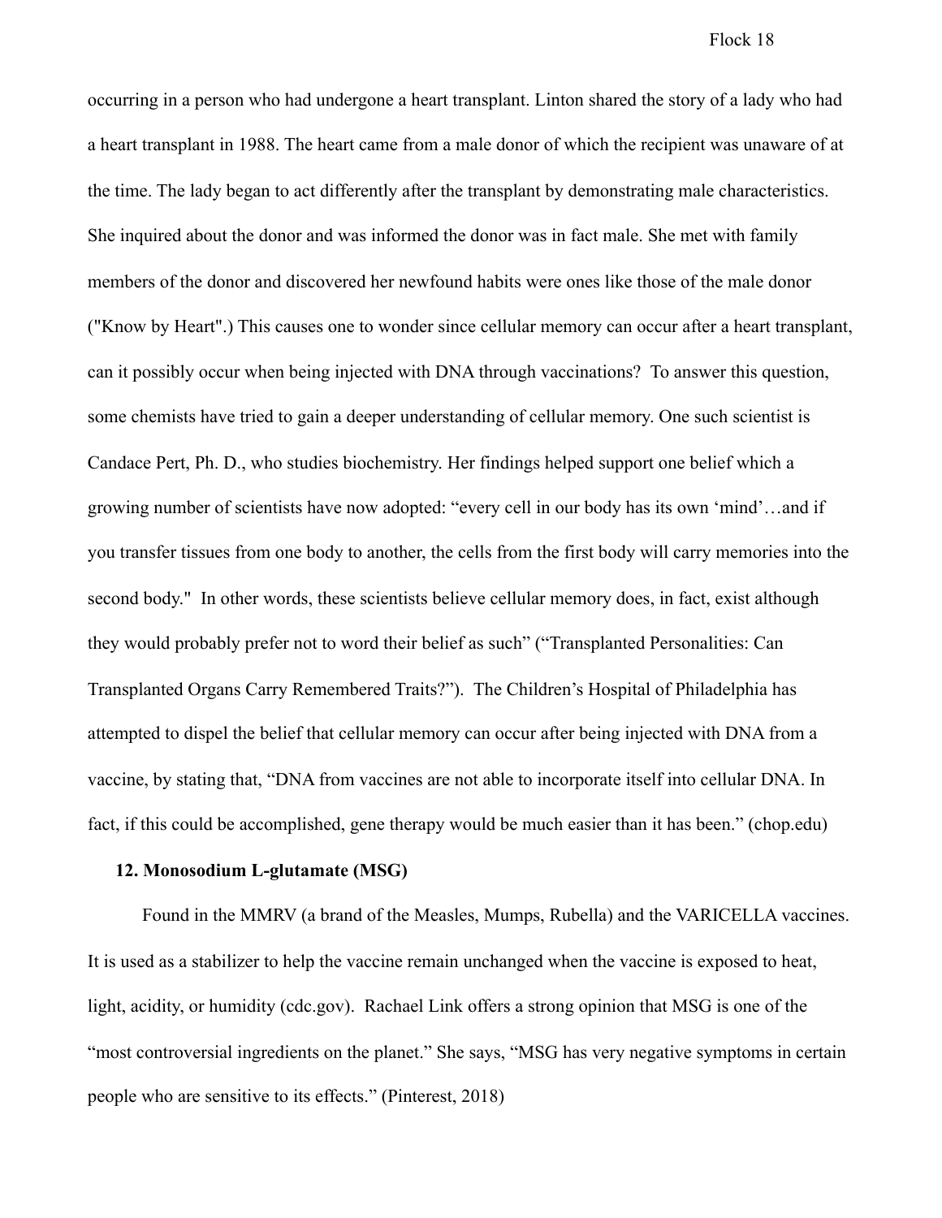occurring in a person who had undergone a heart transplant. Linton shared the story of a lady who had a heart transplant in 1988. The heart came from a male donor of which the recipient was unaware of at the time. The lady began to act differently after the transplant by demonstrating male characteristics. She inquired about the donor and was informed the donor was in fact male. She met with family members of the donor and discovered her newfound habits were ones like those of the male donor ("Know by Heart".) This causes one to wonder since cellular memory can occur after a heart transplant, can it possibly occur when being injected with DNA through vaccinations? To answer this question, some chemists have tried to gain a deeper understanding of cellular memory. One such scientist is Candace Pert, Ph. D., who studies biochemistry. Her findings helped support one belief which a growing number of scientists have now adopted: "every cell in our body has its own 'mind'…and if you transfer tissues from one body to another, the cells from the first body will carry memories into the second body." In other words, these scientists believe cellular memory does, in fact, exist although they would probably prefer not to word their belief as such" ("Transplanted Personalities: Can Transplanted Organs Carry Remembered Traits?"). The Children's Hospital of Philadelphia has attempted to dispel the belief that cellular memory can occur after being injected with DNA from a vaccine, by stating that, "DNA from vaccines are not able to incorporate itself into cellular DNA. In fact, if this could be accomplished, gene therapy would be much easier than it has been." (chop.edu)

**12. Monosodium L-glutamate (MSG)**

Found in the MMRV (a brand of the Measles, Mumps, Rubella) and the VARICELLA vaccines. It is used as a stabilizer to help the vaccine remain unchanged when the vaccine is exposed to heat, light, acidity, or humidity (cdc.gov). Rachael Link offers a strong opinion that MSG is one of the "most controversial ingredients on the planet." She says, "MSG has very negative symptoms in certain people who are sensitive to its effects." (Pinterest, 2018)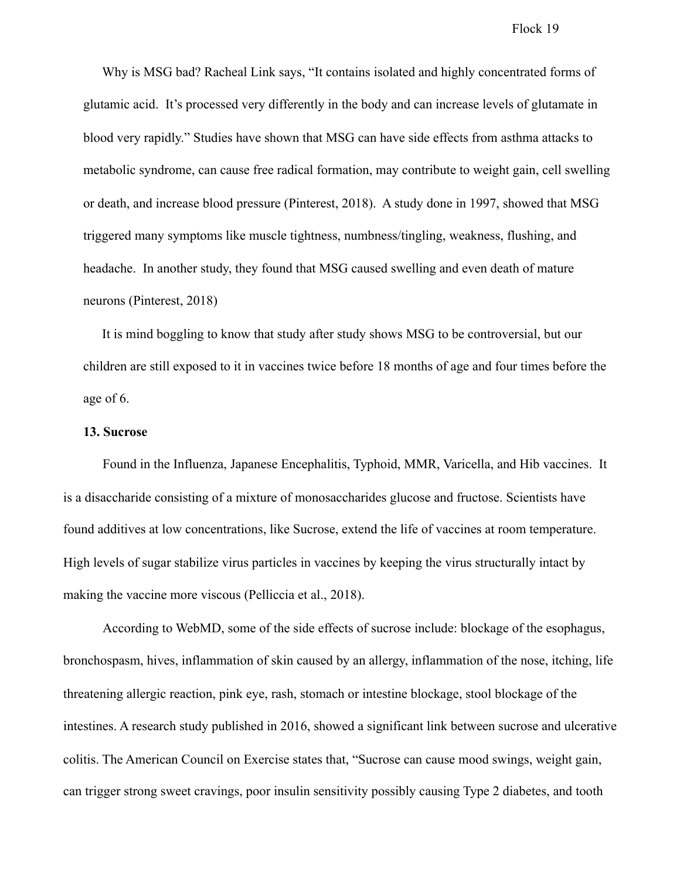Why is MSG bad? Racheal Link says, "It contains isolated and highly concentrated forms of glutamic acid.  It's processed very differently in the body and can increase levels of glutamate in blood very rapidly." Studies have shown that MSG can have side effects from asthma attacks to metabolic syndrome, can cause free radical formation, may contribute to weight gain, cell swelling or death, and increase blood pressure (Pinterest, 2018).  A study done in 1997, showed that MSG triggered many symptoms like muscle tightness, numbness/tingling, weakness, flushing, and headache.  In another study, they found that MSG caused swelling and even death of mature neurons (Pinterest, 2018)

It is mind boggling to know that study after study shows MSG to be controversial, but our children are still exposed to it in vaccines twice before 18 months of age and four times before the age of 6.

**13. Sucrose**

Found in the Influenza, Japanese Encephalitis, Typhoid, MMR, Varicella, and Hib vaccines.  It is a disaccharide consisting of a mixture of monosaccharides glucose and fructose. Scientists have found additives at low concentrations, like Sucrose, extend the life of vaccines at room temperature. High levels of sugar stabilize virus particles in vaccines by keeping the virus structurally intact by making the vaccine more viscous (Pelliccia et al., 2018).

According to WebMD, some of the side effects of sucrose include: blockage of the esophagus, bronchospasm, hives, inflammation of skin caused by an allergy, inflammation of the nose, itching, life threatening allergic reaction, pink eye, rash, stomach or intestine blockage, stool blockage of the intestines. A research study published in 2016, showed a significant link between sucrose and ulcerative colitis. The American Council on Exercise states that, "Sucrose can cause mood swings, weight gain, can trigger strong sweet cravings, poor insulin sensitivity possibly causing Type 2 diabetes, and tooth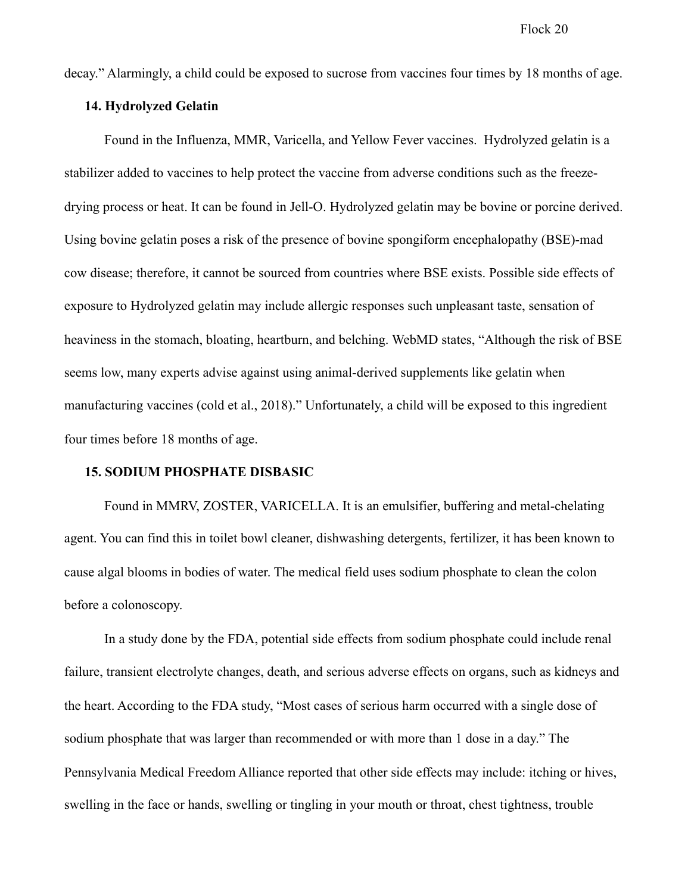decay." Alarmingly, a child could be exposed to sucrose from vaccines four times by 18 months of age.

**14. Hydrolyzed Gelatin**

Found in the Influenza, MMR, Varicella, and Yellow Fever vaccines. Hydrolyzed gelatin is a stabilizer added to vaccines to help protect the vaccine from adverse conditions such as the freeze-drying process or heat. It can be found in Jell-O. Hydrolyzed gelatin may be bovine or porcine derived. Using bovine gelatin poses a risk of the presence of bovine spongiform encephalopathy (BSE)-mad cow disease; therefore, it cannot be sourced from countries where BSE exists. Possible side effects of exposure to Hydrolyzed gelatin may include allergic responses such unpleasant taste, sensation of heaviness in the stomach, bloating, heartburn, and belching. WebMD states, "Although the risk of BSE seems low, many experts advise against using animal-derived supplements like gelatin when manufacturing vaccines (cold et al., 2018)." Unfortunately, a child will be exposed to this ingredient four times before 18 months of age.

**15. SODIUM PHOSPHATE DISBASIC**

Found in MMRV, ZOSTER, VARICELLA. It is an emulsifier, buffering and metal-chelating agent. You can find this in toilet bowl cleaner, dishwashing detergents, fertilizer, it has been known to cause algal blooms in bodies of water. The medical field uses sodium phosphate to clean the colon before a colonoscopy.

In a study done by the FDA, potential side effects from sodium phosphate could include renal failure, transient electrolyte changes, death, and serious adverse effects on organs, such as kidneys and the heart. According to the FDA study, "Most cases of serious harm occurred with a single dose of sodium phosphate that was larger than recommended or with more than 1 dose in a day." The Pennsylvania Medical Freedom Alliance reported that other side effects may include: itching or hives, swelling in the face or hands, swelling or tingling in your mouth or throat, chest tightness, trouble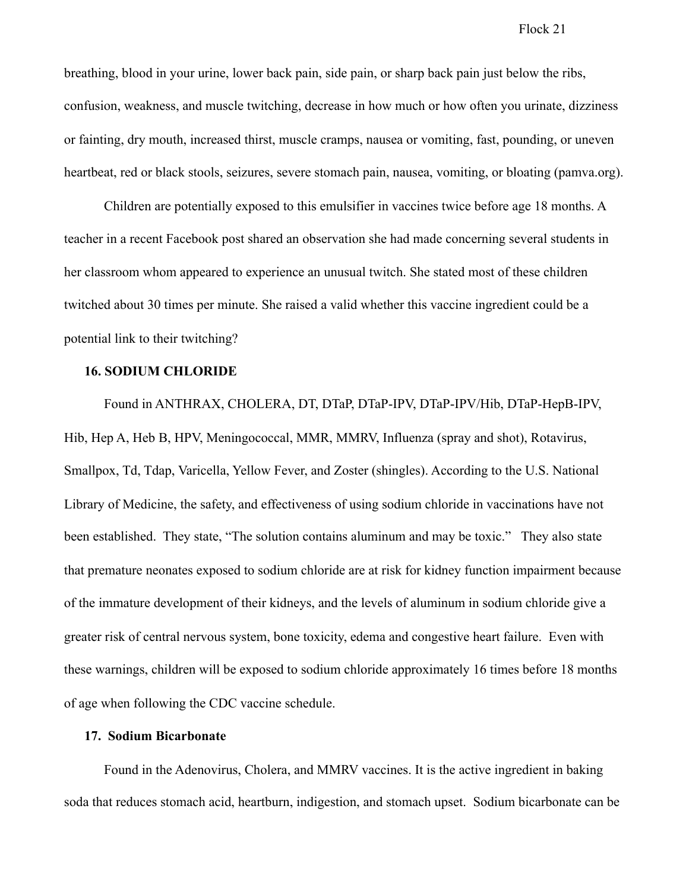breathing, blood in your urine, lower back pain, side pain, or sharp back pain just below the ribs, confusion, weakness, and muscle twitching, decrease in how much or how often you urinate, dizziness or fainting, dry mouth, increased thirst, muscle cramps, nausea or vomiting, fast, pounding, or uneven heartbeat, red or black stools, seizures, severe stomach pain, nausea, vomiting, or bloating (pamva.org).

Children are potentially exposed to this emulsifier in vaccines twice before age 18 months. A teacher in a recent Facebook post shared an observation she had made concerning several students in her classroom whom appeared to experience an unusual twitch. She stated most of these children twitched about 30 times per minute. She raised a valid whether this vaccine ingredient could be a potential link to their twitching?

**16. SODIUM CHLORIDE**

Found in ANTHRAX, CHOLERA, DT, DTaP, DTaP-IPV, DTaP-IPV/Hib, DTaP-HepB-IPV, Hib, Hep A, Heb B, HPV, Meningococcal, MMR, MMRV, Influenza (spray and shot), Rotavirus, Smallpox, Td, Tdap, Varicella, Yellow Fever, and Zoster (shingles). According to the U.S. National Library of Medicine, the safety, and effectiveness of using sodium chloride in vaccinations have not been established. They state, "The solution contains aluminum and may be toxic." They also state that premature neonates exposed to sodium chloride are at risk for kidney function impairment because of the immature development of their kidneys, and the levels of aluminum in sodium chloride give a greater risk of central nervous system, bone toxicity, edema and congestive heart failure. Even with these warnings, children will be exposed to sodium chloride approximately 16 times before 18 months of age when following the CDC vaccine schedule.

**17. Sodium Bicarbonate**

Found in the Adenovirus, Cholera, and MMRV vaccines. It is the active ingredient in baking soda that reduces stomach acid, heartburn, indigestion, and stomach upset. Sodium bicarbonate can be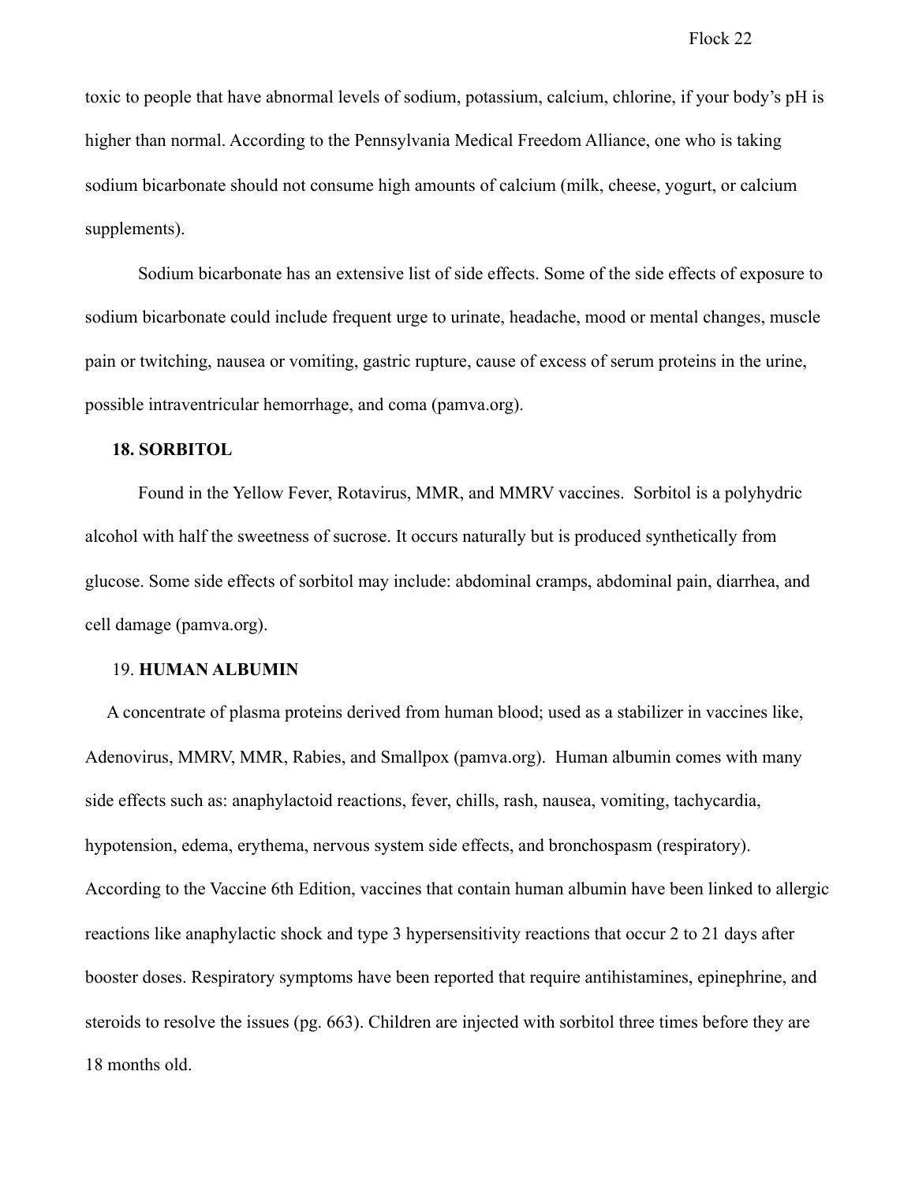toxic to people that have abnormal levels of sodium, potassium, calcium, chlorine, if your body's pH is higher than normal. According to the Pennsylvania Medical Freedom Alliance, one who is taking sodium bicarbonate should not consume high amounts of calcium (milk, cheese, yogurt, or calcium supplements).

Sodium bicarbonate has an extensive list of side effects. Some of the side effects of exposure to sodium bicarbonate could include frequent urge to urinate, headache, mood or mental changes, muscle pain or twitching, nausea or vomiting, gastric rupture, cause of excess of serum proteins in the urine, possible intraventricular hemorrhage, and coma (pamva.org).

**18. SORBITOL**

Found in the Yellow Fever, Rotavirus, MMR, and MMRV vaccines. Sorbitol is a polyhydric alcohol with half the sweetness of sucrose. It occurs naturally but is produced synthetically from glucose. Some side effects of sorbitol may include: abdominal cramps, abdominal pain, diarrhea, and cell damage (pamva.org).

19. **HUMAN ALBUMIN**

A concentrate of plasma proteins derived from human blood; used as a stabilizer in vaccines like, Adenovirus, MMRV, MMR, Rabies, and Smallpox (pamva.org). Human albumin comes with many side effects such as: anaphylactoid reactions, fever, chills, rash, nausea, vomiting, tachycardia, hypotension, edema, erythema, nervous system side effects, and bronchospasm (respiratory). According to the Vaccine 6th Edition, vaccines that contain human albumin have been linked to allergic reactions like anaphylactic shock and type 3 hypersensitivity reactions that occur 2 to 21 days after booster doses. Respiratory symptoms have been reported that require antihistamines, epinephrine, and steroids to resolve the issues (pg. 663). Children are injected with sorbitol three times before they are 18 months old.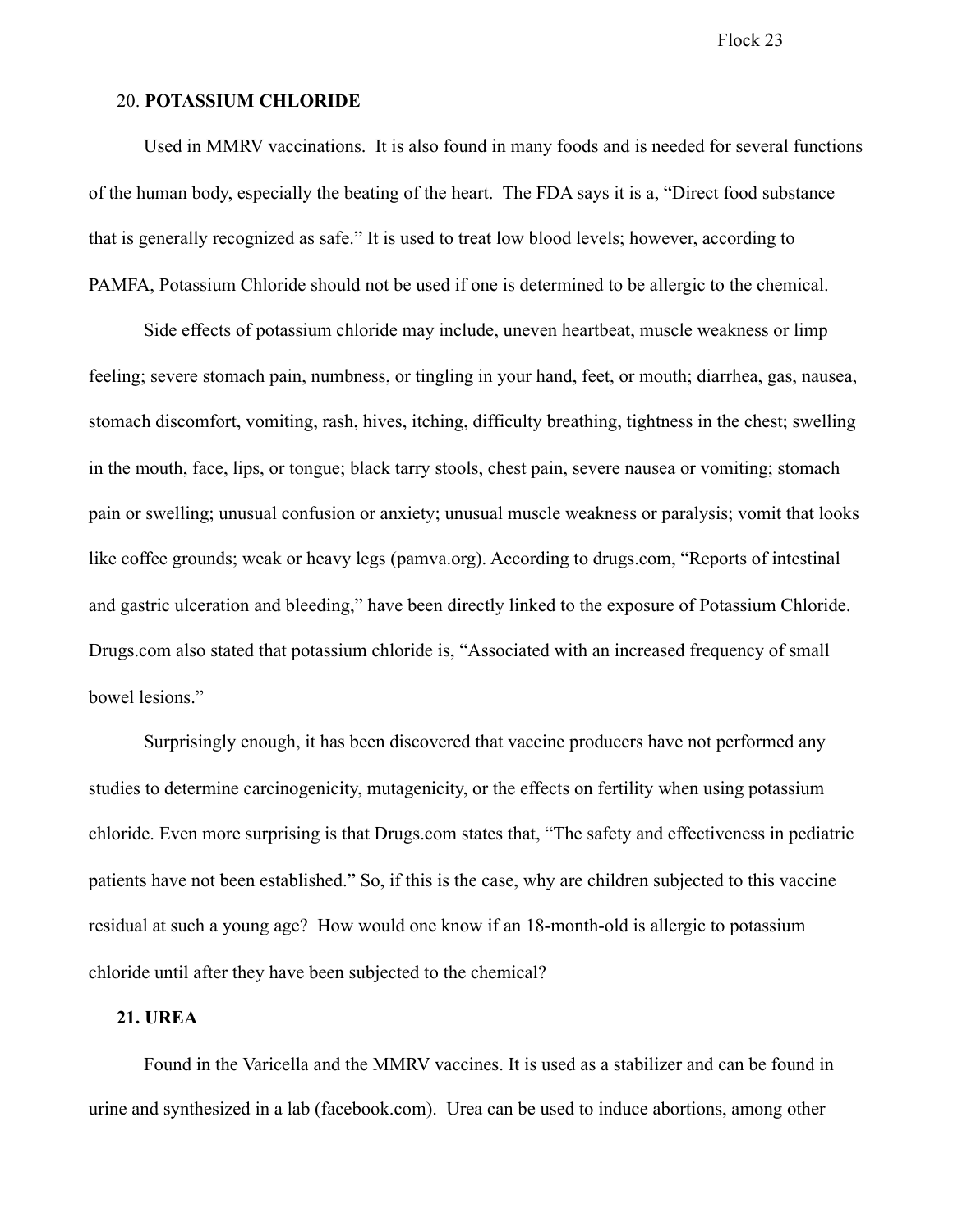20. **POTASSIUM CHLORIDE**

Used in MMRV vaccinations. It is also found in many foods and is needed for several functions of the human body, especially the beating of the heart. The FDA says it is a, "Direct food substance that is generally recognized as safe." It is used to treat low blood levels; however, according to PAMFA, Potassium Chloride should not be used if one is determined to be allergic to the chemical.

Side effects of potassium chloride may include, uneven heartbeat, muscle weakness or limp feeling; severe stomach pain, numbness, or tingling in your hand, feet, or mouth; diarrhea, gas, nausea, stomach discomfort, vomiting, rash, hives, itching, difficulty breathing, tightness in the chest; swelling in the mouth, face, lips, or tongue; black tarry stools, chest pain, severe nausea or vomiting; stomach pain or swelling; unusual confusion or anxiety; unusual muscle weakness or paralysis; vomit that looks like coffee grounds; weak or heavy legs (pamva.org). According to drugs.com, "Reports of intestinal and gastric ulceration and bleeding," have been directly linked to the exposure of Potassium Chloride. Drugs.com also stated that potassium chloride is, "Associated with an increased frequency of small bowel lesions."

Surprisingly enough, it has been discovered that vaccine producers have not performed any studies to determine carcinogenicity, mutagenicity, or the effects on fertility when using potassium chloride. Even more surprising is that Drugs.com states that, "The safety and effectiveness in pediatric patients have not been established." So, if this is the case, why are children subjected to this vaccine residual at such a young age? How would one know if an 18-month-old is allergic to potassium chloride until after they have been subjected to the chemical?

**21. UREA**

Found in the Varicella and the MMRV vaccines. It is used as a stabilizer and can be found in urine and synthesized in a lab (facebook.com). Urea can be used to induce abortions, among other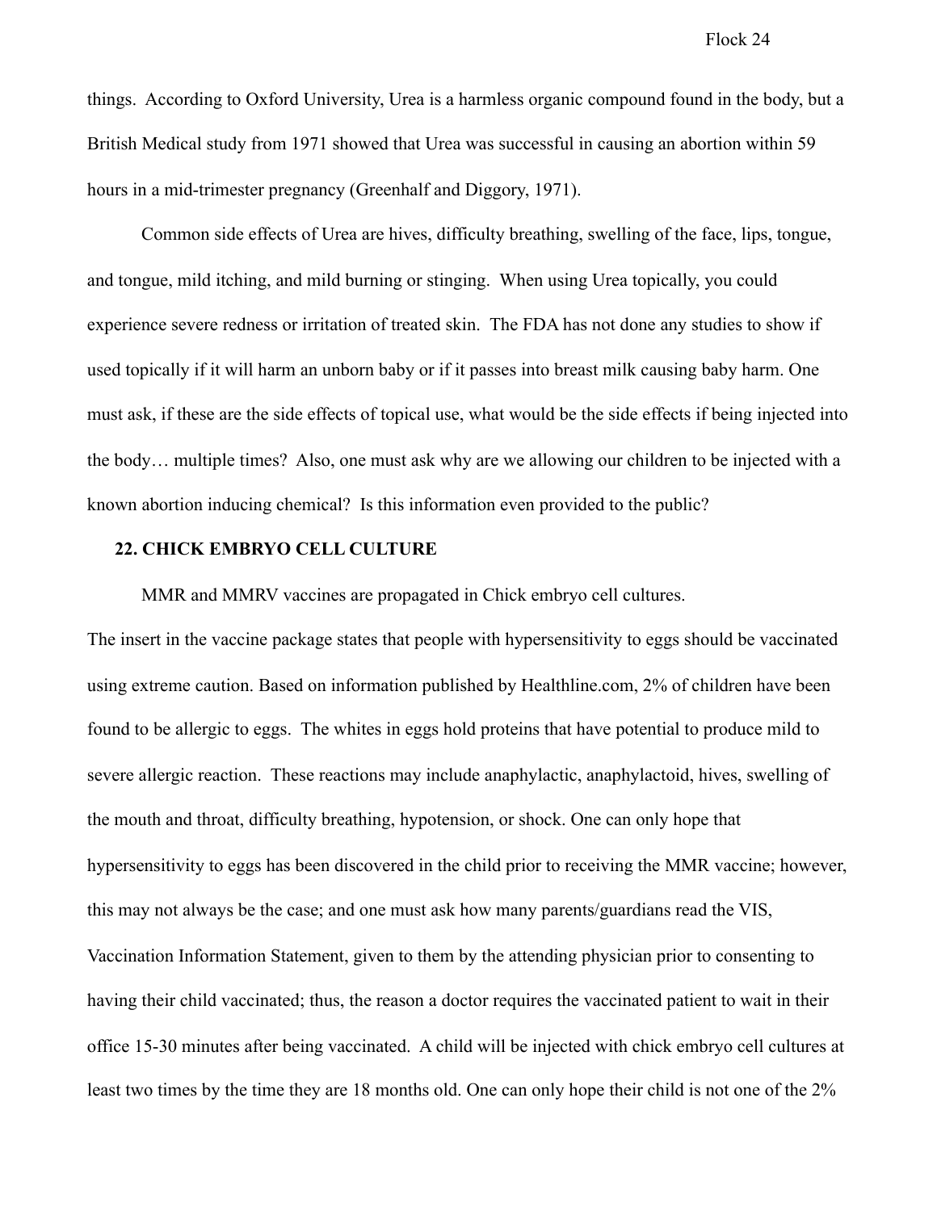things. According to Oxford University, Urea is a harmless organic compound found in the body, but a British Medical study from 1971 showed that Urea was successful in causing an abortion within 59 hours in a mid-trimester pregnancy (Greenhalf and Diggory, 1971).

Common side effects of Urea are hives, difficulty breathing, swelling of the face, lips, tongue, and tongue, mild itching, and mild burning or stinging. When using Urea topically, you could experience severe redness or irritation of treated skin. The FDA has not done any studies to show if used topically if it will harm an unborn baby or if it passes into breast milk causing baby harm. One must ask, if these are the side effects of topical use, what would be the side effects if being injected into the body… multiple times? Also, one must ask why are we allowing our children to be injected with a known abortion inducing chemical? Is this information even provided to the public?

### 22. CHICK EMBRYO CELL CULTURE

MMR and MMRV vaccines are propagated in Chick embryo cell cultures.

The insert in the vaccine package states that people with hypersensitivity to eggs should be vaccinated using extreme caution. Based on information published by Healthline.com, 2% of children have been found to be allergic to eggs. The whites in eggs hold proteins that have potential to produce mild to severe allergic reaction. These reactions may include anaphylactic, anaphylactoid, hives, swelling of the mouth and throat, difficulty breathing, hypotension, or shock. One can only hope that hypersensitivity to eggs has been discovered in the child prior to receiving the MMR vaccine; however, this may not always be the case; and one must ask how many parents/guardians read the VIS, Vaccination Information Statement, given to them by the attending physician prior to consenting to having their child vaccinated; thus, the reason a doctor requires the vaccinated patient to wait in their office 15-30 minutes after being vaccinated. A child will be injected with chick embryo cell cultures at least two times by the time they are 18 months old. One can only hope their child is not one of the 2%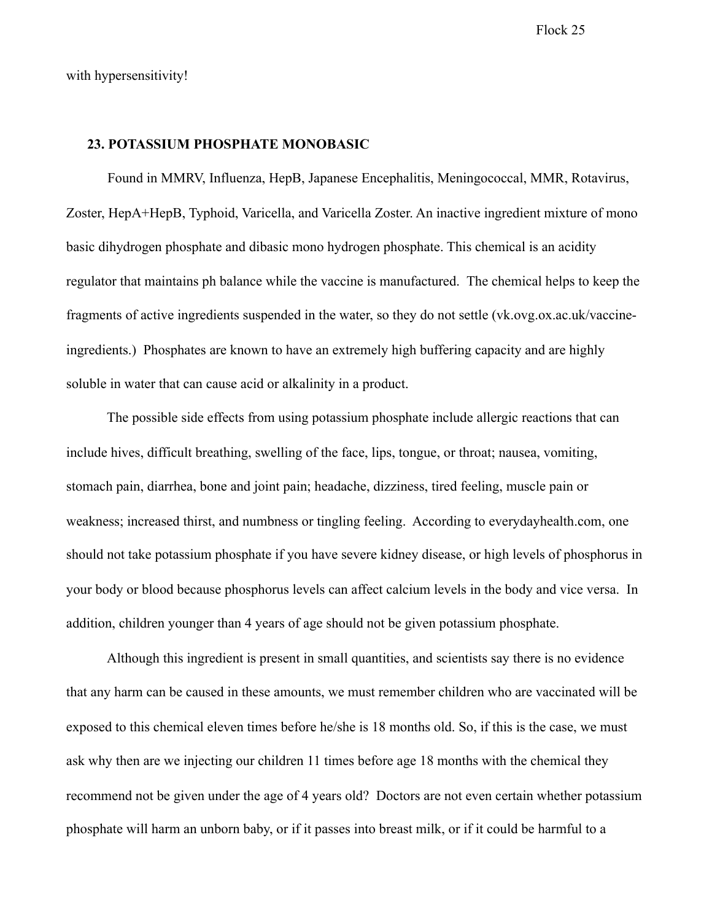with hypersensitivity!

### 23. POTASSIUM PHOSPHATE MONOBASIC

Found in MMRV, Influenza, HepB, Japanese Encephalitis, Meningococcal, MMR, Rotavirus, Zoster, HepA+HepB, Typhoid, Varicella, and Varicella Zoster. An inactive ingredient mixture of mono basic dihydrogen phosphate and dibasic mono hydrogen phosphate. This chemical is an acidity regulator that maintains ph balance while the vaccine is manufactured. The chemical helps to keep the fragments of active ingredients suspended in the water, so they do not settle (vk.ovg.ox.ac.uk/vaccine-ingredients.) Phosphates are known to have an extremely high buffering capacity and are highly soluble in water that can cause acid or alkalinity in a product.

The possible side effects from using potassium phosphate include allergic reactions that can include hives, difficult breathing, swelling of the face, lips, tongue, or throat; nausea, vomiting, stomach pain, diarrhea, bone and joint pain; headache, dizziness, tired feeling, muscle pain or weakness; increased thirst, and numbness or tingling feeling. According to everydayhealth.com, one should not take potassium phosphate if you have severe kidney disease, or high levels of phosphorus in your body or blood because phosphorus levels can affect calcium levels in the body and vice versa. In addition, children younger than 4 years of age should not be given potassium phosphate.

Although this ingredient is present in small quantities, and scientists say there is no evidence that any harm can be caused in these amounts, we must remember children who are vaccinated will be exposed to this chemical eleven times before he/she is 18 months old. So, if this is the case, we must ask why then are we injecting our children 11 times before age 18 months with the chemical they recommend not be given under the age of 4 years old? Doctors are not even certain whether potassium phosphate will harm an unborn baby, or if it passes into breast milk, or if it could be harmful to a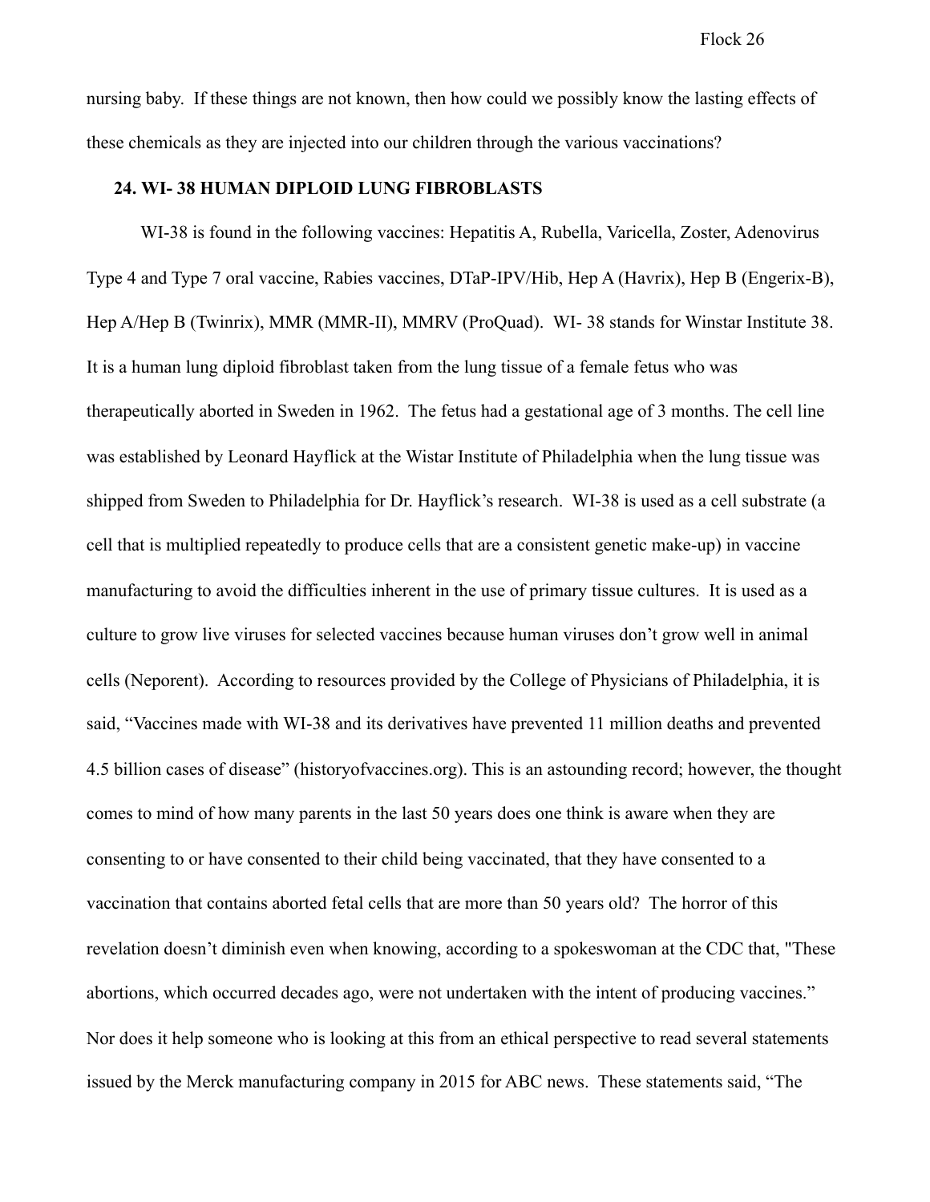nursing baby. If these things are not known, then how could we possibly know the lasting effects of these chemicals as they are injected into our children through the various vaccinations?

### 24. WI- 38 HUMAN DIPLOID LUNG FIBROBLASTS

WI-38 is found in the following vaccines: Hepatitis A, Rubella, Varicella, Zoster, Adenovirus Type 4 and Type 7 oral vaccine, Rabies vaccines, DTaP-IPV/Hib, Hep A (Havrix), Hep B (Engerix-B), Hep A/Hep B (Twinrix), MMR (MMR-II), MMRV (ProQuad). WI- 38 stands for Winstar Institute 38. It is a human lung diploid fibroblast taken from the lung tissue of a female fetus who was therapeutically aborted in Sweden in 1962. The fetus had a gestational age of 3 months. The cell line was established by Leonard Hayflick at the Wistar Institute of Philadelphia when the lung tissue was shipped from Sweden to Philadelphia for Dr. Hayflick's research. WI-38 is used as a cell substrate (a cell that is multiplied repeatedly to produce cells that are a consistent genetic make-up) in vaccine manufacturing to avoid the difficulties inherent in the use of primary tissue cultures. It is used as a culture to grow live viruses for selected vaccines because human viruses don't grow well in animal cells (Neporent). According to resources provided by the College of Physicians of Philadelphia, it is said, "Vaccines made with WI-38 and its derivatives have prevented 11 million deaths and prevented 4.5 billion cases of disease" (historyofvaccines.org). This is an astounding record; however, the thought comes to mind of how many parents in the last 50 years does one think is aware when they are consenting to or have consented to their child being vaccinated, that they have consented to a vaccination that contains aborted fetal cells that are more than 50 years old? The horror of this revelation doesn't diminish even when knowing, according to a spokeswoman at the CDC that, "These abortions, which occurred decades ago, were not undertaken with the intent of producing vaccines." Nor does it help someone who is looking at this from an ethical perspective to read several statements issued by the Merck manufacturing company in 2015 for ABC news. These statements said, "The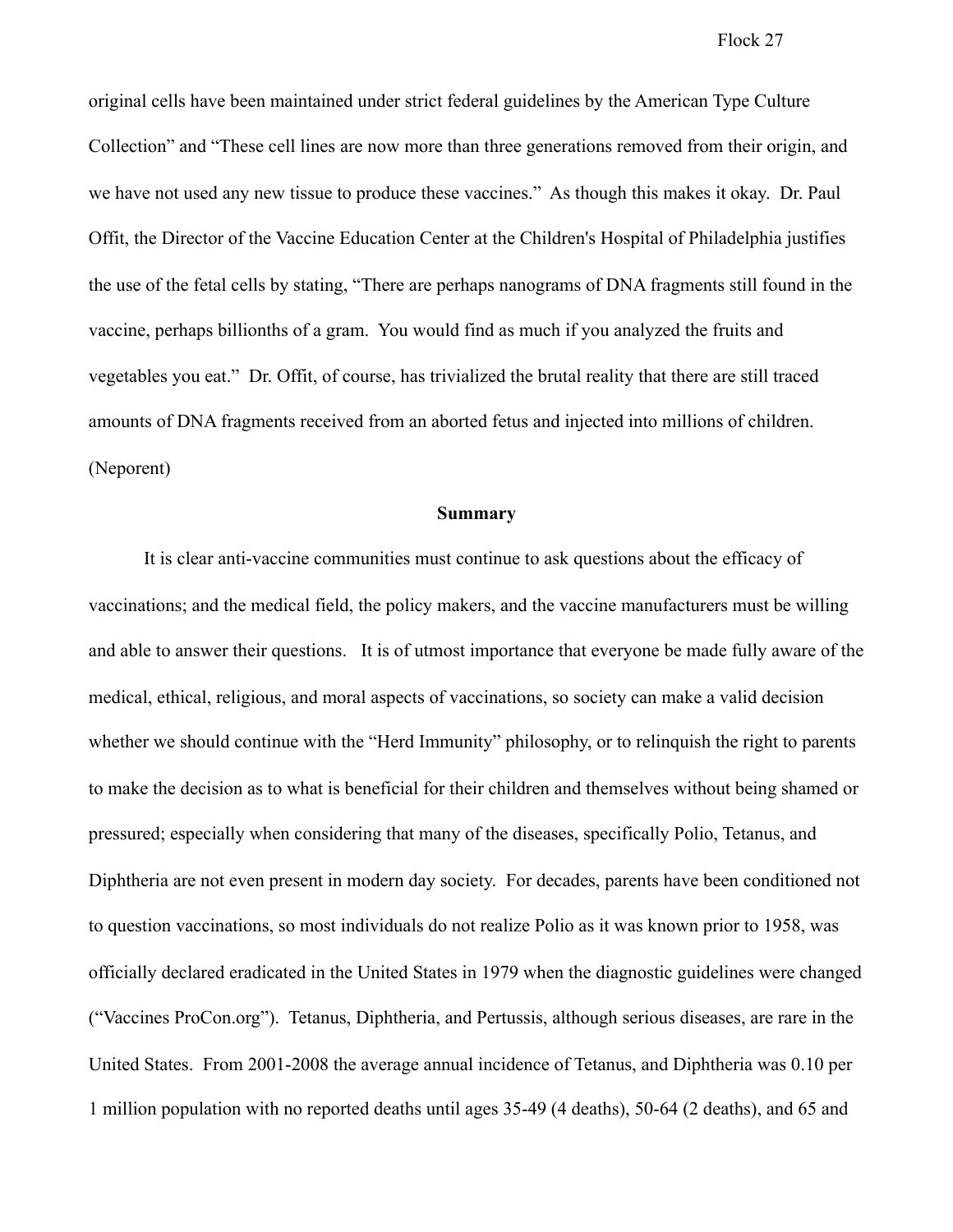original cells have been maintained under strict federal guidelines by the American Type Culture Collection" and "These cell lines are now more than three generations removed from their origin, and we have not used any new tissue to produce these vaccines." As though this makes it okay. Dr. Paul Offit, the Director of the Vaccine Education Center at the Children's Hospital of Philadelphia justifies the use of the fetal cells by stating, "There are perhaps nanograms of DNA fragments still found in the vaccine, perhaps billionths of a gram. You would find as much if you analyzed the fruits and vegetables you eat." Dr. Offit, of course, has trivialized the brutal reality that there are still traced amounts of DNA fragments received from an aborted fetus and injected into millions of children. (Neporent)

## Summary

It is clear anti-vaccine communities must continue to ask questions about the efficacy of vaccinations; and the medical field, the policy makers, and the vaccine manufacturers must be willing and able to answer their questions. It is of utmost importance that everyone be made fully aware of the medical, ethical, religious, and moral aspects of vaccinations, so society can make a valid decision whether we should continue with the "Herd Immunity" philosophy, or to relinquish the right to parents to make the decision as to what is beneficial for their children and themselves without being shamed or pressured; especially when considering that many of the diseases, specifically Polio, Tetanus, and Diphtheria are not even present in modern day society. For decades, parents have been conditioned not to question vaccinations, so most individuals do not realize Polio as it was known prior to 1958, was officially declared eradicated in the United States in 1979 when the diagnostic guidelines were changed ("Vaccines ProCon.org"). Tetanus, Diphtheria, and Pertussis, although serious diseases, are rare in the United States. From 2001-2008 the average annual incidence of Tetanus, and Diphtheria was 0.10 per 1 million population with no reported deaths until ages 35-49 (4 deaths), 50-64 (2 deaths), and 65 and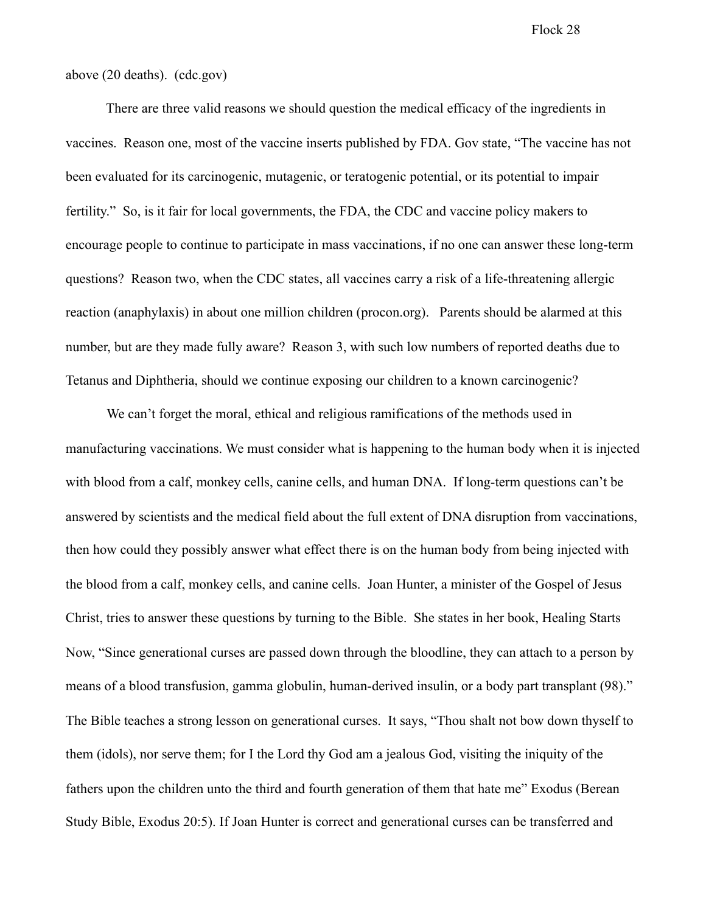above (20 deaths). (cdc.gov)

There are three valid reasons we should question the medical efficacy of the ingredients in vaccines. Reason one, most of the vaccine inserts published by FDA. Gov state, "The vaccine has not been evaluated for its carcinogenic, mutagenic, or teratogenic potential, or its potential to impair fertility." So, is it fair for local governments, the FDA, the CDC and vaccine policy makers to encourage people to continue to participate in mass vaccinations, if no one can answer these long-term questions? Reason two, when the CDC states, all vaccines carry a risk of a life-threatening allergic reaction (anaphylaxis) in about one million children (procon.org). Parents should be alarmed at this number, but are they made fully aware? Reason 3, with such low numbers of reported deaths due to Tetanus and Diphtheria, should we continue exposing our children to a known carcinogenic?

We can't forget the moral, ethical and religious ramifications of the methods used in manufacturing vaccinations. We must consider what is happening to the human body when it is injected with blood from a calf, monkey cells, canine cells, and human DNA. If long-term questions can't be answered by scientists and the medical field about the full extent of DNA disruption from vaccinations, then how could they possibly answer what effect there is on the human body from being injected with the blood from a calf, monkey cells, and canine cells. Joan Hunter, a minister of the Gospel of Jesus Christ, tries to answer these questions by turning to the Bible. She states in her book, Healing Starts Now, "Since generational curses are passed down through the bloodline, they can attach to a person by means of a blood transfusion, gamma globulin, human-derived insulin, or a body part transplant (98)." The Bible teaches a strong lesson on generational curses. It says, "Thou shalt not bow down thyself to them (idols), nor serve them; for I the Lord thy God am a jealous God, visiting the iniquity of the fathers upon the children unto the third and fourth generation of them that hate me" Exodus (Berean Study Bible, Exodus 20:5). If Joan Hunter is correct and generational curses can be transferred and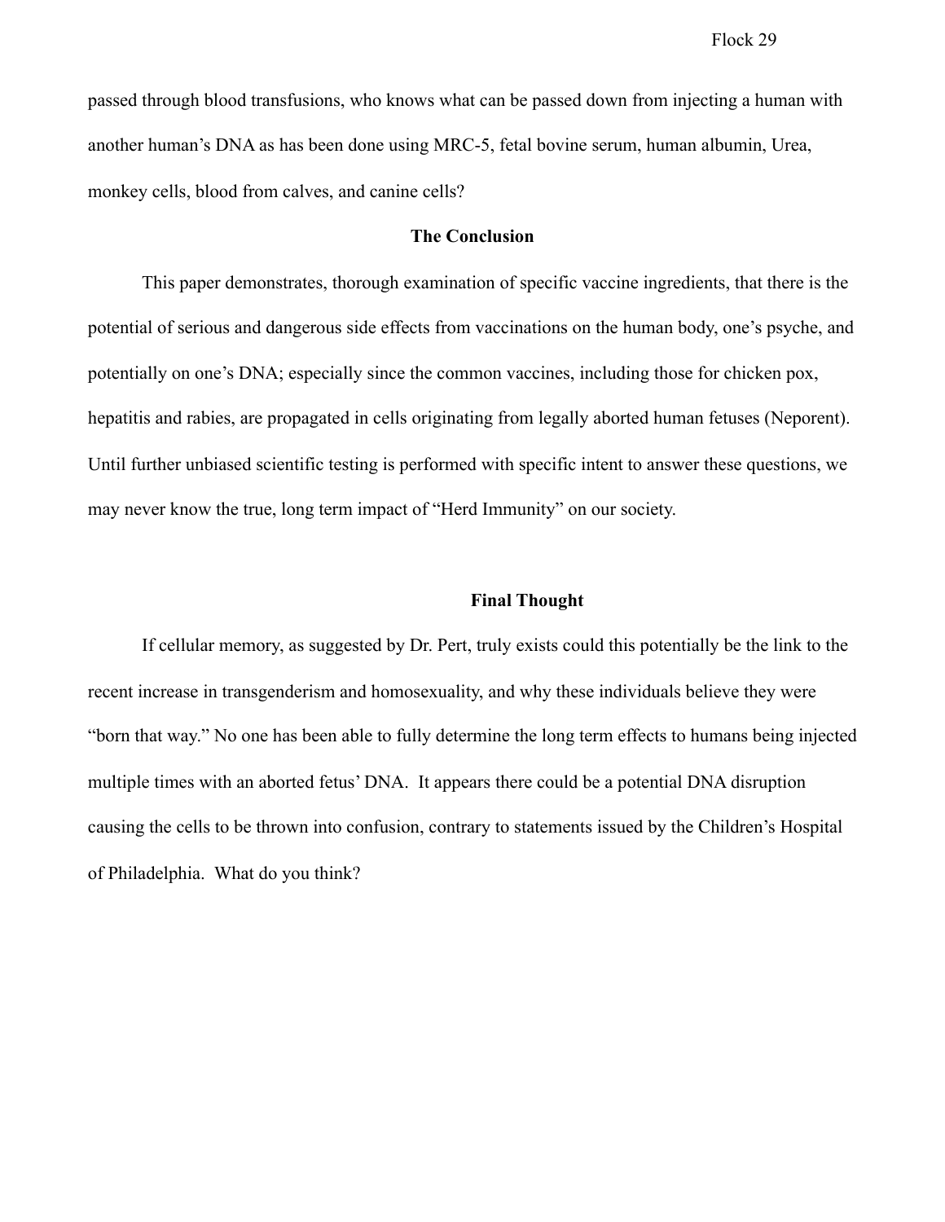passed through blood transfusions, who knows what can be passed down from injecting a human with another human's DNA as has been done using MRC-5, fetal bovine serum, human albumin, Urea, monkey cells, blood from calves, and canine cells?

## The Conclusion

This paper demonstrates, thorough examination of specific vaccine ingredients, that there is the potential of serious and dangerous side effects from vaccinations on the human body, one's psyche, and potentially on one's DNA; especially since the common vaccines, including those for chicken pox, hepatitis and rabies, are propagated in cells originating from legally aborted human fetuses (Neporent). Until further unbiased scientific testing is performed with specific intent to answer these questions, we may never know the true, long term impact of "Herd Immunity" on our society.

## Final Thought

If cellular memory, as suggested by Dr. Pert, truly exists could this potentially be the link to the recent increase in transgenderism and homosexuality, and why these individuals believe they were "born that way." No one has been able to fully determine the long term effects to humans being injected multiple times with an aborted fetus' DNA. It appears there could be a potential DNA disruption causing the cells to be thrown into confusion, contrary to statements issued by the Children's Hospital of Philadelphia. What do you think?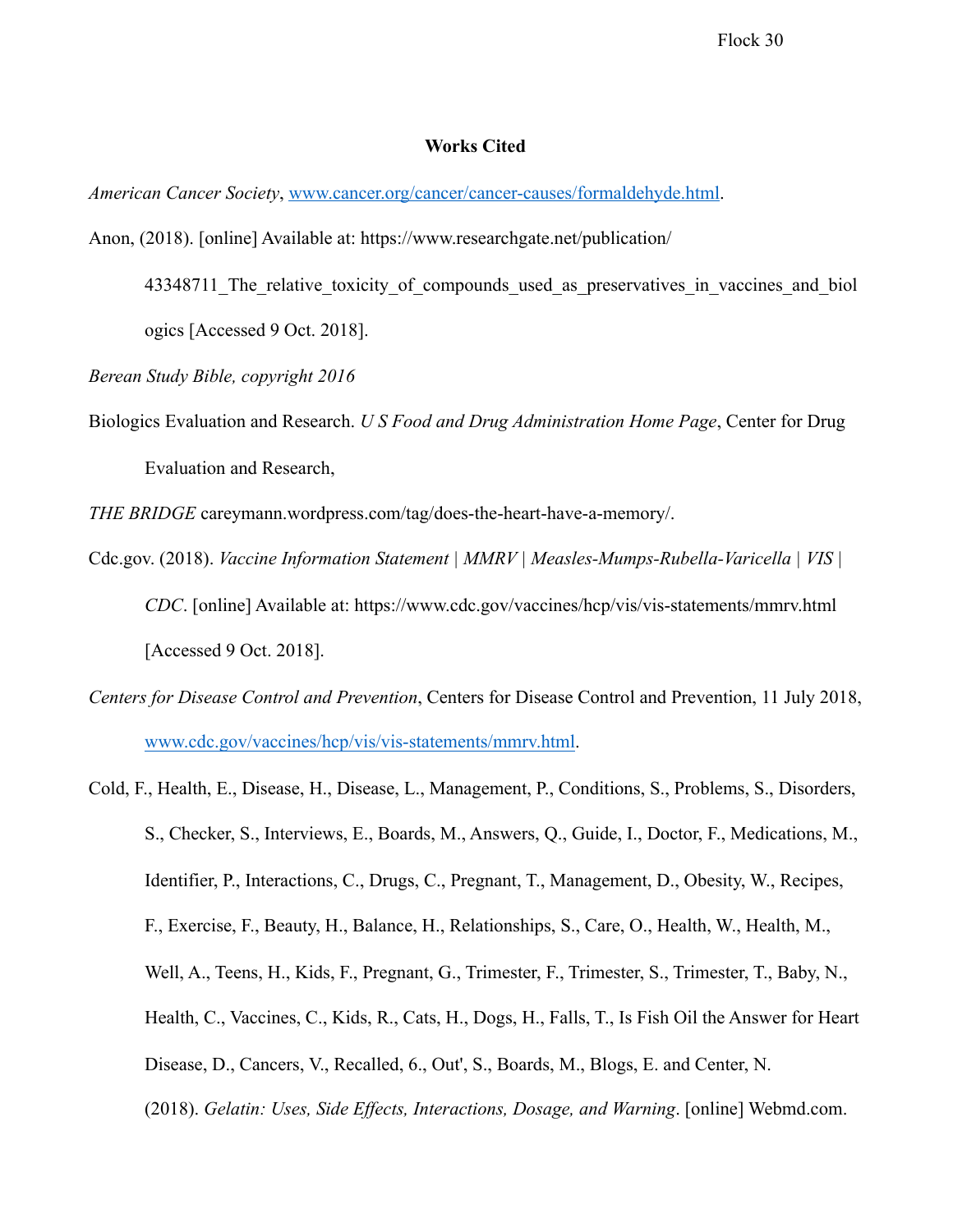**Works Cited**

*American Cancer Society*, www.cancer.org/cancer/cancer-causes/formaldehyde.html.

Anon, (2018). [online] Available at: https://www.researchgate.net/publication/43348711_The_relative_toxicity_of_compounds_used_as_preservatives_in_vaccines_and_biologics [Accessed 9 Oct. 2018].

*Berean Study Bible, copyright 2016*

Biologics Evaluation and Research. *U S Food and Drug Administration Home Page*, Center for Drug Evaluation and Research,

*THE BRIDGE* careymann.wordpress.com/tag/does-the-heart-have-a-memory/.

Cdc.gov. (2018). *Vaccine Information Statement | MMRV | Measles-Mumps-Rubella-Varicella | VIS | CDC*. [online] Available at: https://www.cdc.gov/vaccines/hcp/vis/vis-statements/mmrv.html [Accessed 9 Oct. 2018].

*Centers for Disease Control and Prevention*, Centers for Disease Control and Prevention, 11 July 2018, www.cdc.gov/vaccines/hcp/vis/vis-statements/mmrv.html.

Cold, F., Health, E., Disease, H., Disease, L., Management, P., Conditions, S., Problems, S., Disorders, S., Checker, S., Interviews, E., Boards, M., Answers, Q., Guide, I., Doctor, F., Medications, M., Identifier, P., Interactions, C., Drugs, C., Pregnant, T., Management, D., Obesity, W., Recipes, F., Exercise, F., Beauty, H., Balance, H., Relationships, S., Care, O., Health, W., Health, M., Well, A., Teens, H., Kids, F., Pregnant, G., Trimester, F., Trimester, S., Trimester, T., Baby, N., Health, C., Vaccines, C., Kids, R., Cats, H., Dogs, H., Falls, T., Is Fish Oil the Answer for Heart Disease, D., Cancers, V., Recalled, 6., Out', S., Boards, M., Blogs, E. and Center, N. (2018). *Gelatin: Uses, Side Effects, Interactions, Dosage, and Warning*. [online] Webmd.com.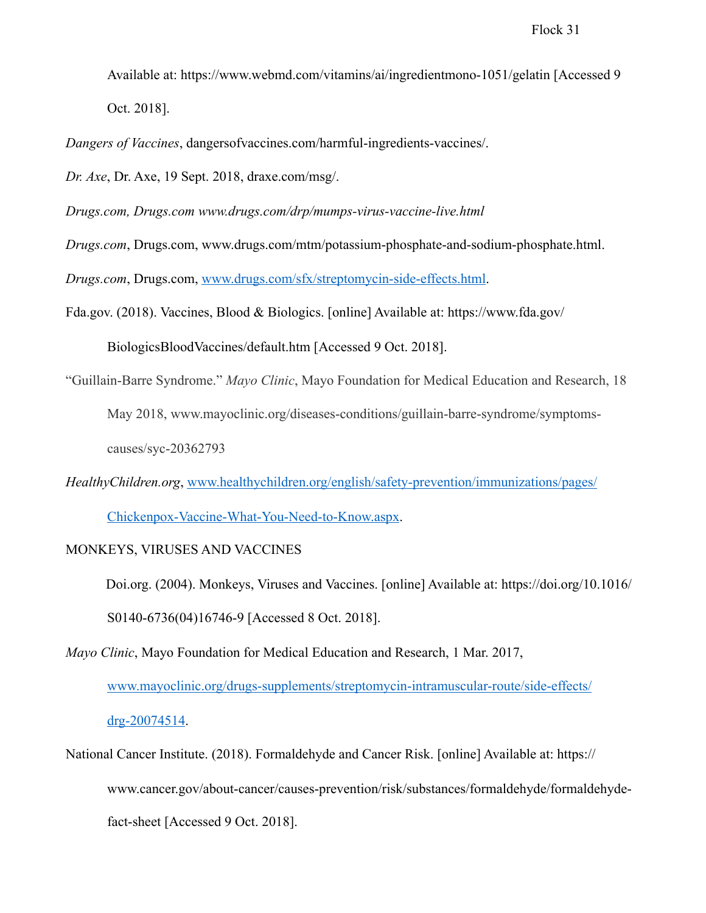Available at: https://www.webmd.com/vitamins/ai/ingredientmono-1051/gelatin [Accessed 9 Oct. 2018].

*Dangers of Vaccines*, dangersofvaccines.com/harmful-ingredients-vaccines/.

*Dr. Axe*, Dr. Axe, 19 Sept. 2018, draxe.com/msg/.

*Drugs.com, Drugs.com www.drugs.com/drp/mumps-virus-vaccine-live.html*

*Drugs.com*, Drugs.com, www.drugs.com/mtm/potassium-phosphate-and-sodium-phosphate.html.

*Drugs.com*, Drugs.com, www.drugs.com/sfx/streptomycin-side-effects.html.

Fda.gov. (2018). Vaccines, Blood & Biologics. [online] Available at: https://www.fda.gov/BiologicsBloodVaccines/default.htm [Accessed 9 Oct. 2018].

"Guillain-Barre Syndrome." *Mayo Clinic*, Mayo Foundation for Medical Education and Research, 18 May 2018, www.mayoclinic.org/diseases-conditions/guillain-barre-syndrome/symptoms-causes/syc-20362793

*HealthyChildren.org*, www.healthychildren.org/english/safety-prevention/immunizations/pages/Chickenpox-Vaccine-What-You-Need-to-Know.aspx.

MONKEYS, VIRUSES AND VACCINES

Doi.org. (2004). Monkeys, Viruses and Vaccines. [online] Available at: https://doi.org/10.1016/S0140-6736(04)16746-9 [Accessed 8 Oct. 2018].

*Mayo Clinic*, Mayo Foundation for Medical Education and Research, 1 Mar. 2017, www.mayoclinic.org/drugs-supplements/streptomycin-intramuscular-route/side-effects/drg-20074514.

National Cancer Institute. (2018). Formaldehyde and Cancer Risk. [online] Available at: https://www.cancer.gov/about-cancer/causes-prevention/risk/substances/formaldehyde/formaldehyde-fact-sheet [Accessed 9 Oct. 2018].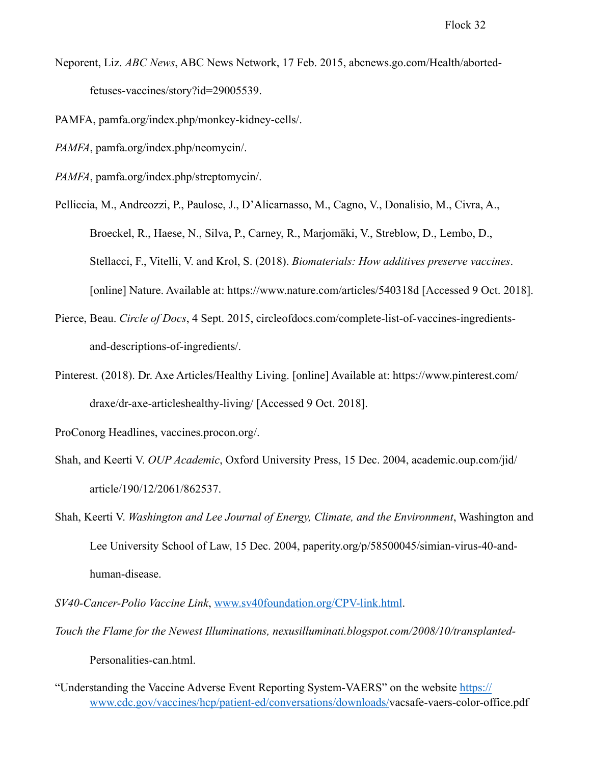Neporent, Liz. *ABC News*, ABC News Network, 17 Feb. 2015, abcnews.go.com/Health/aborted-fetuses-vaccines/story?id=29005539.

PAMFA, pamfa.org/index.php/monkey-kidney-cells/.

*PAMFA*, pamfa.org/index.php/neomycin/.

*PAMFA*, pamfa.org/index.php/streptomycin/.

Pelliccia, M., Andreozzi, P., Paulose, J., D'Alicarnasso, M., Cagno, V., Donalisio, M., Civra, A., Broeckel, R., Haese, N., Silva, P., Carney, R., Marjomäki, V., Streblow, D., Lembo, D., Stellacci, F., Vitelli, V. and Krol, S. (2018). *Biomaterials: How additives preserve vaccines*. [online] Nature. Available at: https://www.nature.com/articles/540318d [Accessed 9 Oct. 2018].

Pierce, Beau. *Circle of Docs*, 4 Sept. 2015, circleofdocs.com/complete-list-of-vaccines-ingredients-and-descriptions-of-ingredients/.

Pinterest. (2018). Dr. Axe Articles/Healthy Living. [online] Available at: https://www.pinterest.com/draxe/dr-axe-articleshealthy-living/ [Accessed 9 Oct. 2018].

ProConorg Headlines, vaccines.procon.org/.

Shah, and Keerti V. *OUP Academic*, Oxford University Press, 15 Dec. 2004, academic.oup.com/jid/article/190/12/2061/862537.

Shah, Keerti V. *Washington and Lee Journal of Energy, Climate, and the Environment*, Washington and Lee University School of Law, 15 Dec. 2004, paperity.org/p/58500045/simian-virus-40-and-human-disease.

*SV40-Cancer-Polio Vaccine Link*, www.sv40foundation.org/CPV-link.html.

*Touch the Flame for the Newest Illuminations, nexusilluminati.blogspot.com/2008/10/transplanted-*Personalities-can.html.

"Understanding the Vaccine Adverse Event Reporting System-VAERS" on the website https://www.cdc.gov/vaccines/hcp/patient-ed/conversations/downloads/vacsafe-vaers-color-office.pdf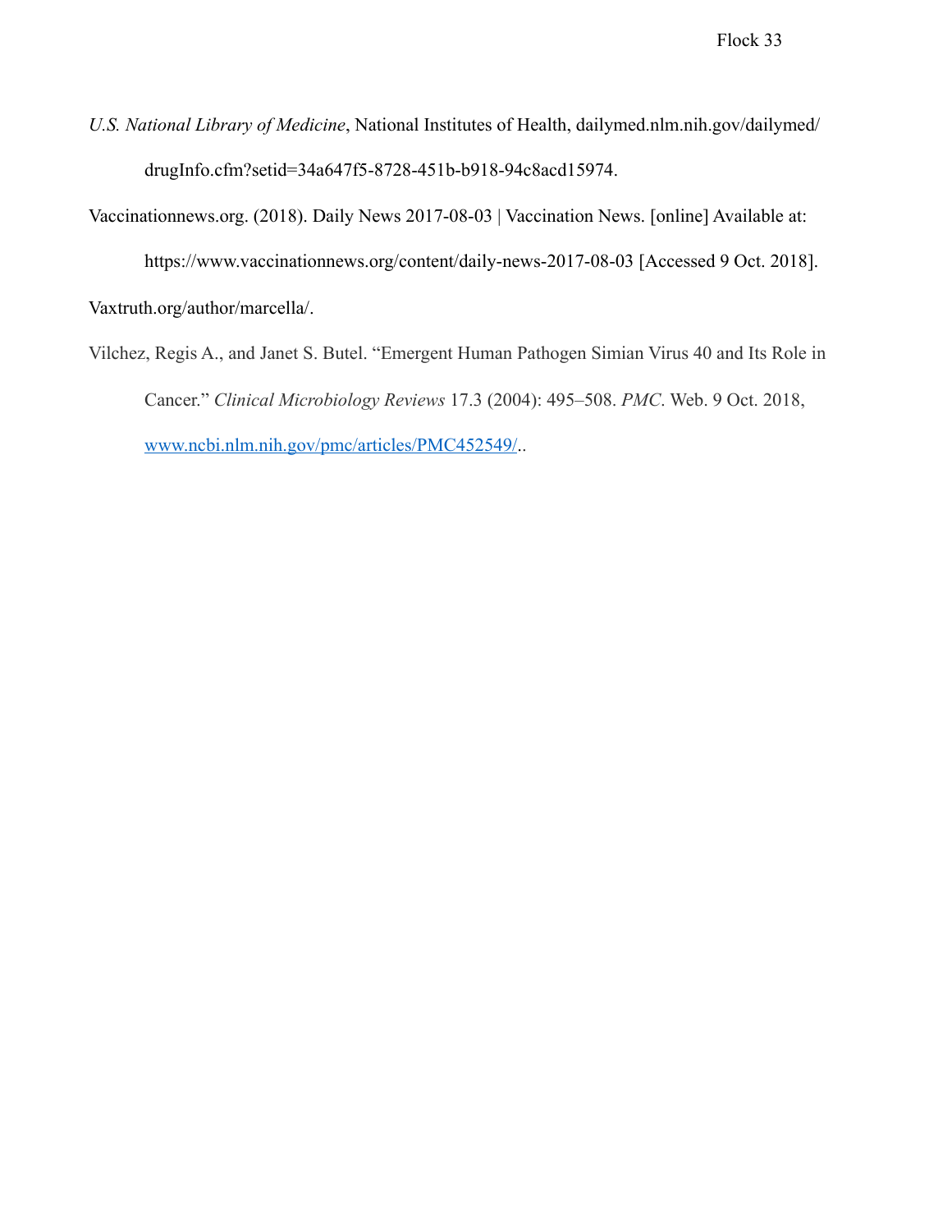*U.S. National Library of Medicine*, National Institutes of Health, dailymed.nlm.nih.gov/dailymed/drugInfo.cfm?setid=34a647f5-8728-451b-b918-94c8acd15974.

Vaccinationnews.org. (2018). Daily News 2017-08-03 | Vaccination News. [online] Available at: https://www.vaccinationnews.org/content/daily-news-2017-08-03 [Accessed 9 Oct. 2018].

Vaxtruth.org/author/marcella/.

Vilchez, Regis A., and Janet S. Butel. "Emergent Human Pathogen Simian Virus 40 and Its Role in Cancer." *Clinical Microbiology Reviews* 17.3 (2004): 495–508. *PMC*. Web. 9 Oct. 2018, [www.ncbi.nlm.nih.gov/pmc/articles/PMC452549/](www.ncbi.nlm.nih.gov/pmc/articles/PMC452549/)..